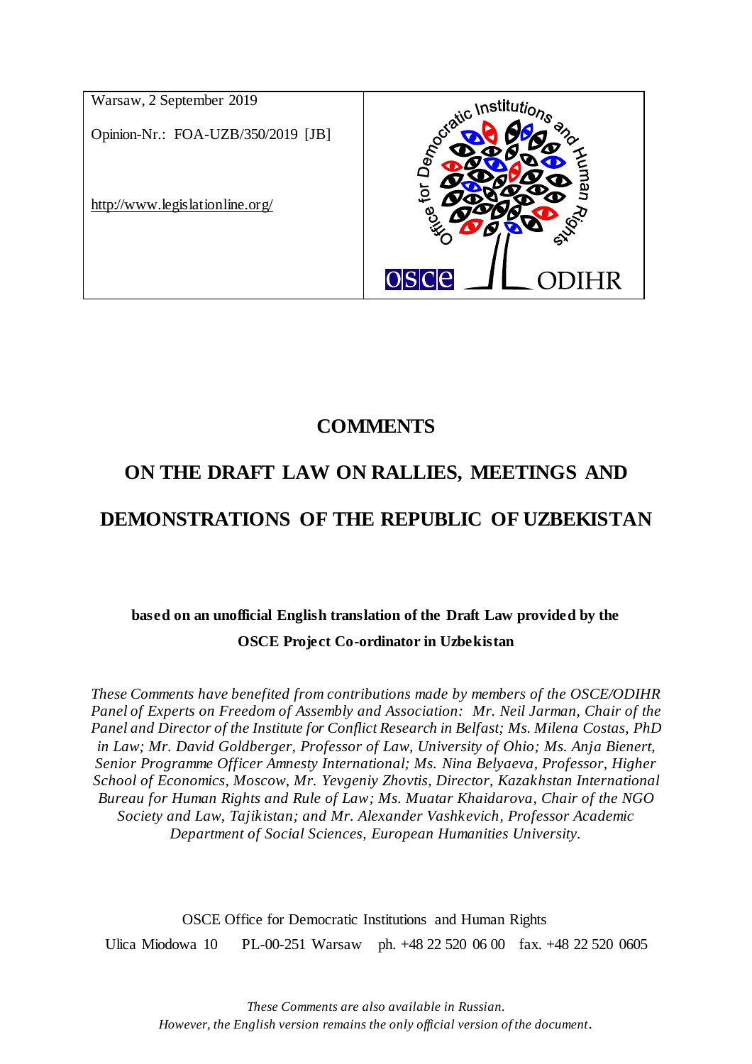| Warsaw, 2 September 2019<br><br>Opinion-Nr.: FOA-UZB/350/2019 [JB]<br><br>http://www.legislationline.org/ | Office for Democratic Institutions and Human Rights<br><br>OSCE ODIHR |
|---|---|

# COMMENTS

# ON THE DRAFT LAW ON RALLIES, MEETINGS AND DEMONSTRATIONS OF THE REPUBLIC OF UZBEKISTAN

**based on an unofficial English translation of the Draft Law provided by the OSCE Project Co-ordinator in Uzbekistan**

*These Comments have benefited from contributions made by members of the OSCE/ODIHR Panel of Experts on Freedom of Assembly and Association: Mr. Neil Jarman, Chair of the Panel and Director of the Institute for Conflict Research in Belfast; Ms. Milena Costas, PhD in Law; Mr. David Goldberger, Professor of Law, University of Ohio; Ms. Anja Bienert, Senior Programme Officer Amnesty International; Ms. Nina Belyaeva, Professor, Higher School of Economics, Moscow, Mr. Yevgeniy Zhovtis, Director, Kazakhstan International Bureau for Human Rights and Rule of Law; Ms. Muatar Khaidarova, Chair of the NGO Society and Law, Tajikistan; and Mr. Alexander Vashkevich, Professor Academic Department of Social Sciences, European Humanities University.*

OSCE Office for Democratic Institutions and Human Rights

Ulica Miodowa 10 PL-00-251 Warsaw ph. +48 22 520 06 00 fax. +48 22 520 0605

*These Comments are also available in Russian.*
*However, the English version remains the only official version of the document.*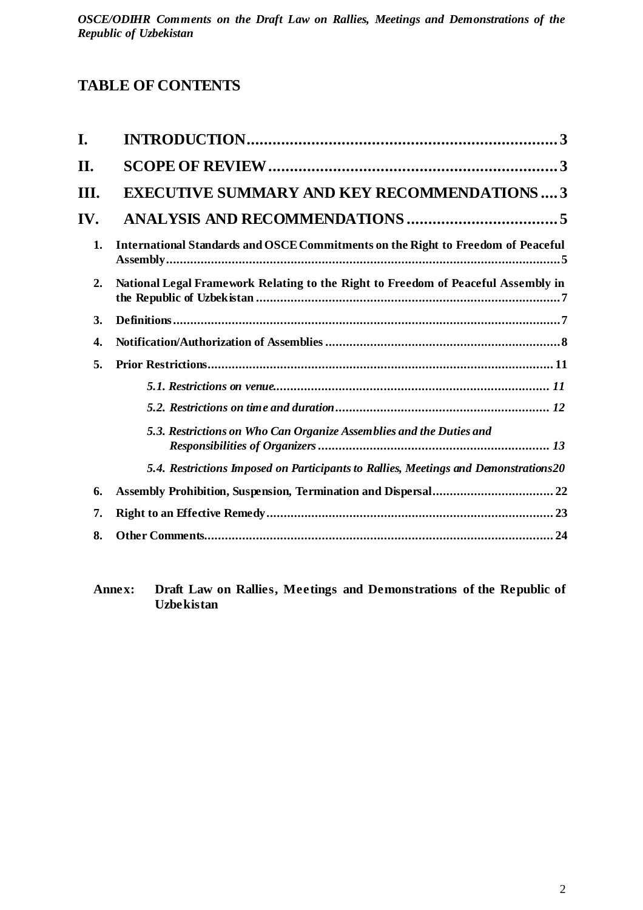## TABLE OF CONTENTS

**I. INTRODUCTION** .......... 3

**II. SCOPE OF REVIEW** .......... 3

**III. EXECUTIVE SUMMARY AND KEY RECOMMENDATIONS** .......... 3

**IV. ANALYSIS AND RECOMMENDATIONS** .......... 5

1. **International Standards and OSCE Commitments on the Right to Freedom of Peaceful Assembly** .......... 5
2. **National Legal Framework Relating to the Right to Freedom of Peaceful Assembly in the Republic of Uzbekistan** .......... 7
3. **Definitions** .......... 7
4. **Notification/Authorization of Assemblies** .......... 8
5. **Prior Restrictions** .......... 11
   - *5.1. Restrictions on venue* .......... 11
   - *5.2. Restrictions on time and duration* .......... 12
   - *5.3. Restrictions on Who Can Organize Assemblies and the Duties and Responsibilities of Organizers* .......... 13
   - *5.4. Restrictions Imposed on Participants to Rallies, Meetings and Demonstrations* .......... 20
6. **Assembly Prohibition, Suspension, Termination and Dispersal** .......... 22
7. **Right to an Effective Remedy** .......... 23
8. **Other Comments** .......... 24

**Annex: Draft Law on Rallies, Meetings and Demonstrations of the Republic of Uzbekistan**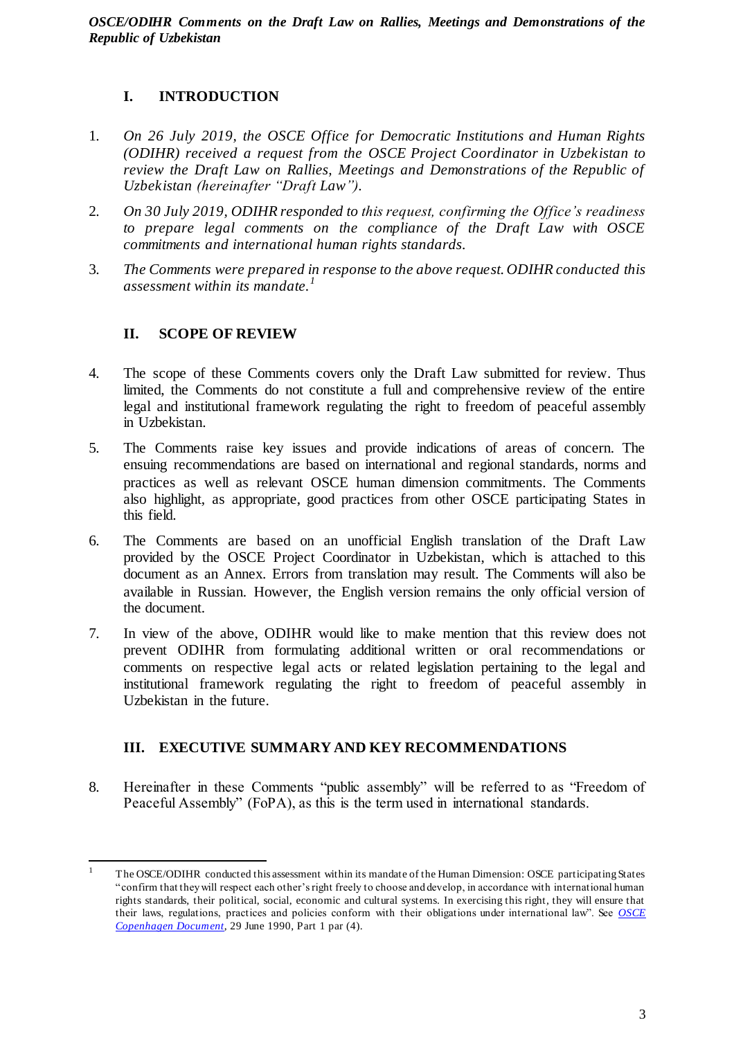## I. INTRODUCTION

1. *On 26 July 2019, the OSCE Office for Democratic Institutions and Human Rights (ODIHR) received a request from the OSCE Project Coordinator in Uzbekistan to review the Draft Law on Rallies, Meetings and Demonstrations of the Republic of Uzbekistan (hereinafter "Draft Law").*

2. *On 30 July 2019, ODIHR responded to this request, confirming the Office's readiness to prepare legal comments on the compliance of the Draft Law with OSCE commitments and international human rights standards.*

3. *The Comments were prepared in response to the above request. ODIHR conducted this assessment within its mandate.*[1]

## II. SCOPE OF REVIEW

4. The scope of these Comments covers only the Draft Law submitted for review. Thus limited, the Comments do not constitute a full and comprehensive review of the entire legal and institutional framework regulating the right to freedom of peaceful assembly in Uzbekistan.

5. The Comments raise key issues and provide indications of areas of concern. The ensuing recommendations are based on international and regional standards, norms and practices as well as relevant OSCE human dimension commitments. The Comments also highlight, as appropriate, good practices from other OSCE participating States in this field.

6. The Comments are based on an unofficial English translation of the Draft Law provided by the OSCE Project Coordinator in Uzbekistan, which is attached to this document as an Annex. Errors from translation may result. The Comments will also be available in Russian. However, the English version remains the only official version of the document.

7. In view of the above, ODIHR would like to make mention that this review does not prevent ODIHR from formulating additional written or oral recommendations or comments on respective legal acts or related legislation pertaining to the legal and institutional framework regulating the right to freedom of peaceful assembly in Uzbekistan in the future.

## III. EXECUTIVE SUMMARY AND KEY RECOMMENDATIONS

8. Hereinafter in these Comments "public assembly" will be referred to as "Freedom of Peaceful Assembly" (FoPA), as this is the term used in international standards.

---

[1] The OSCE/ODIHR conducted this assessment within its mandate of the Human Dimension: OSCE participating States "confirm that they will respect each other's right freely to choose and develop, in accordance with international human rights standards, their political, social, economic and cultural systems. In exercising this right, they will ensure that their laws, regulations, practices and policies conform with their obligations under international law". See *OSCE Copenhagen Document*, 29 June 1990, Part 1 par (4).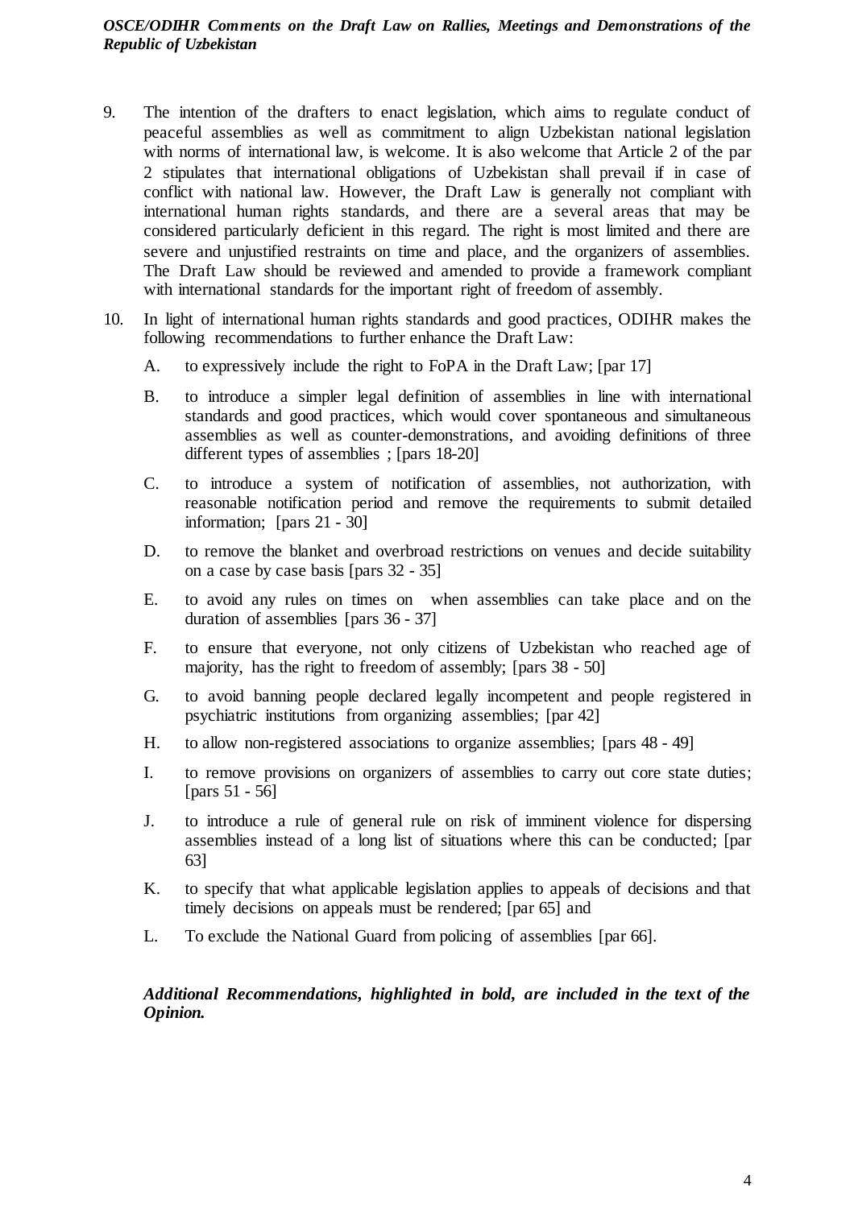9. The intention of the drafters to enact legislation, which aims to regulate conduct of peaceful assemblies as well as commitment to align Uzbekistan national legislation with norms of international law, is welcome. It is also welcome that Article 2 of the par 2 stipulates that international obligations of Uzbekistan shall prevail if in case of conflict with national law. However, the Draft Law is generally not compliant with international human rights standards, and there are a several areas that may be considered particularly deficient in this regard. The right is most limited and there are severe and unjustified restraints on time and place, and the organizers of assemblies. The Draft Law should be reviewed and amended to provide a framework compliant with international standards for the important right of freedom of assembly.

10. In light of international human rights standards and good practices, ODIHR makes the following recommendations to further enhance the Draft Law:

    A. to expressively include the right to FoPA in the Draft Law; [par 17]

    B. to introduce a simpler legal definition of assemblies in line with international standards and good practices, which would cover spontaneous and simultaneous assemblies as well as counter-demonstrations, and avoiding definitions of three different types of assemblies ; [pars 18-20]

    C. to introduce a system of notification of assemblies, not authorization, with reasonable notification period and remove the requirements to submit detailed information; [pars 21 - 30]

    D. to remove the blanket and overbroad restrictions on venues and decide suitability on a case by case basis [pars 32 - 35]

    E. to avoid any rules on times on when assemblies can take place and on the duration of assemblies [pars 36 - 37]

    F. to ensure that everyone, not only citizens of Uzbekistan who reached age of majority, has the right to freedom of assembly; [pars 38 - 50]

    G. to avoid banning people declared legally incompetent and people registered in psychiatric institutions from organizing assemblies; [par 42]

    H. to allow non-registered associations to organize assemblies; [pars 48 - 49]

    I. to remove provisions on organizers of assemblies to carry out core state duties; [pars 51 - 56]

    J. to introduce a rule of general rule on risk of imminent violence for dispersing assemblies instead of a long list of situations where this can be conducted; [par 63]

    K. to specify that what applicable legislation applies to appeals of decisions and that timely decisions on appeals must be rendered; [par 65] and

    L. To exclude the National Guard from policing of assemblies [par 66].

***Additional Recommendations, highlighted in bold, are included in the text of the Opinion.***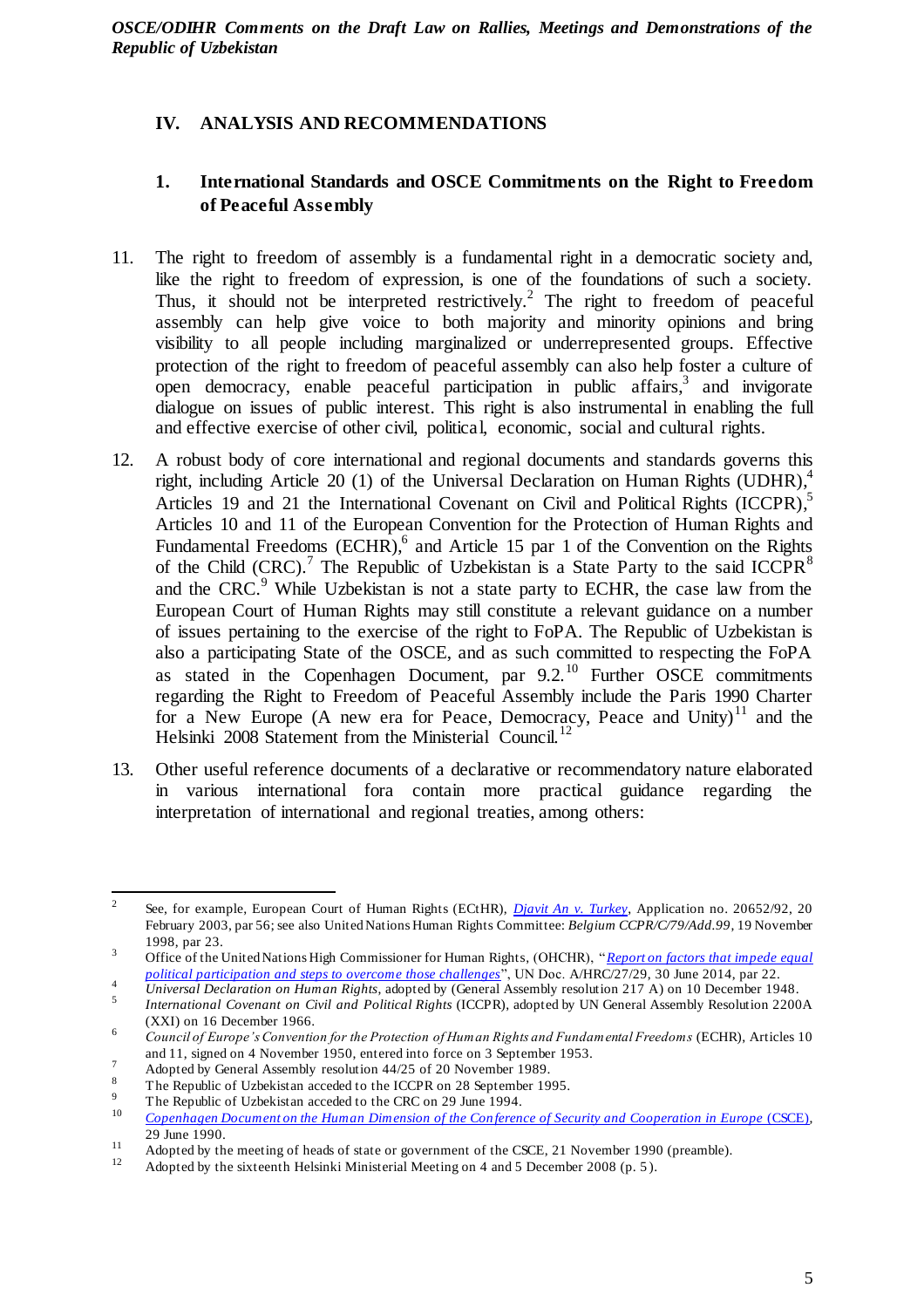## IV. ANALYSIS AND RECOMMENDATIONS

### 1. International Standards and OSCE Commitments on the Right to Freedom of Peaceful Assembly

11. The right to freedom of assembly is a fundamental right in a democratic society and, like the right to freedom of expression, is one of the foundations of such a society. Thus, it should not be interpreted restrictively.[2] The right to freedom of peaceful assembly can help give voice to both majority and minority opinions and bring visibility to all people including marginalized or underrepresented groups. Effective protection of the right to freedom of peaceful assembly can also help foster a culture of open democracy, enable peaceful participation in public affairs,[3] and invigorate dialogue on issues of public interest. This right is also instrumental in enabling the full and effective exercise of other civil, political, economic, social and cultural rights.

12. A robust body of core international and regional documents and standards governs this right, including Article 20 (1) of the Universal Declaration on Human Rights (UDHR),[4] Articles 19 and 21 the International Covenant on Civil and Political Rights (ICCPR),[5] Articles 10 and 11 of the European Convention for the Protection of Human Rights and Fundamental Freedoms (ECHR),[6] and Article 15 par 1 of the Convention on the Rights of the Child (CRC).[7] The Republic of Uzbekistan is a State Party to the said ICCPR[8] and the CRC.[9] While Uzbekistan is not a state party to ECHR, the case law from the European Court of Human Rights may still constitute a relevant guidance on a number of issues pertaining to the exercise of the right to FoPA. The Republic of Uzbekistan is also a participating State of the OSCE, and as such committed to respecting the FoPA as stated in the Copenhagen Document, par 9.2.[10] Further OSCE commitments regarding the Right to Freedom of Peaceful Assembly include the Paris 1990 Charter for a New Europe (A new era for Peace, Democracy, Peace and Unity)[11] and the Helsinki 2008 Statement from the Ministerial Council.[12]

13. Other useful reference documents of a declarative or recommendatory nature elaborated in various international fora contain more practical guidance regarding the interpretation of international and regional treaties, among others:

---

[2] See, for example, European Court of Human Rights (ECtHR), *Djavit An v. Turkey*, Application no. 20652/92, 20 February 2003, par 56; see also United Nations Human Rights Committee: *Belgium CCPR/C/79/Add.99*, 19 November 1998, par 23.

[3] Office of the United Nations High Commissioner for Human Rights, (OHCHR), "*Report on factors that impede equal political participation and steps to overcome those challenges*", UN Doc. A/HRC/27/29, 30 June 2014, par 22.

[4] *Universal Declaration on Human Rights*, adopted by (General Assembly resolution 217 A) on 10 December 1948.

[5] *International Covenant on Civil and Political Rights* (ICCPR), adopted by UN General Assembly Resolution 2200A (XXI) on 16 December 1966.

[6] *Council of Europe's Convention for the Protection of Human Rights and Fundamental Freedoms* (ECHR), Articles 10 and 11, signed on 4 November 1950, entered into force on 3 September 1953.

[7] Adopted by General Assembly resolution 44/25 of 20 November 1989.

[8] The Republic of Uzbekistan acceded to the ICCPR on 28 September 1995.

[9] The Republic of Uzbekistan acceded to the CRC on 29 June 1994.

[10] *Copenhagen Document on the Human Dimension of the Conference of Security and Cooperation in Europe* (CSCE), 29 June 1990.

[11] Adopted by the meeting of heads of state or government of the CSCE, 21 November 1990 (preamble).

[12] Adopted by the sixteenth Helsinki Ministerial Meeting on 4 and 5 December 2008 (p. 5).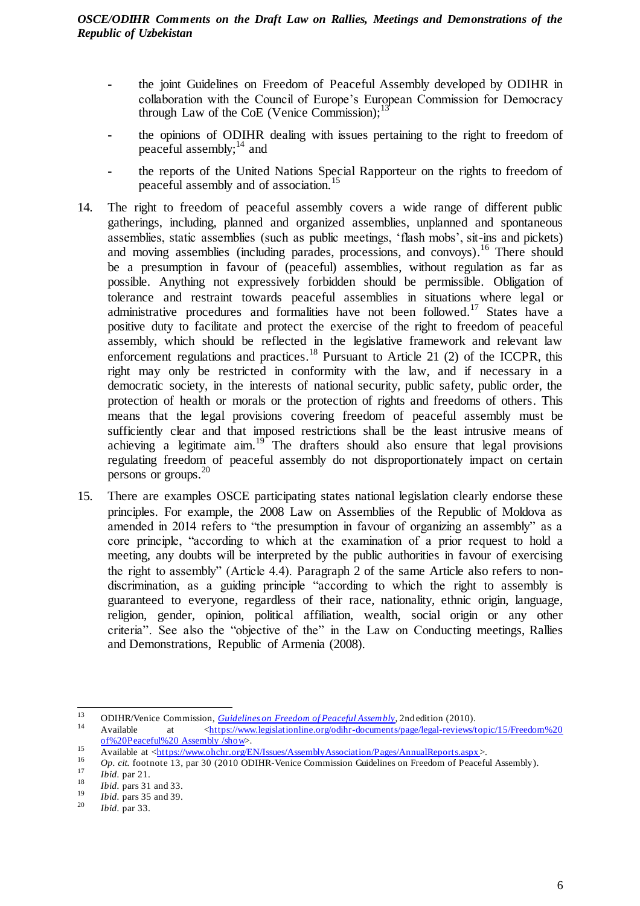- the joint Guidelines on Freedom of Peaceful Assembly developed by ODIHR in collaboration with the Council of Europe's European Commission for Democracy through Law of the CoE (Venice Commission);[13]
- the opinions of ODIHR dealing with issues pertaining to the right to freedom of peaceful assembly;[14] and
- the reports of the United Nations Special Rapporteur on the rights to freedom of peaceful assembly and of association.[15]

14. The right to freedom of peaceful assembly covers a wide range of different public gatherings, including, planned and organized assemblies, unplanned and spontaneous assemblies, static assemblies (such as public meetings, 'flash mobs', sit-ins and pickets) and moving assemblies (including parades, processions, and convoys).[16] There should be a presumption in favour of (peaceful) assemblies, without regulation as far as possible. Anything not expressively forbidden should be permissible. Obligation of tolerance and restraint towards peaceful assemblies in situations where legal or administrative procedures and formalities have not been followed.[17] States have a positive duty to facilitate and protect the exercise of the right to freedom of peaceful assembly, which should be reflected in the legislative framework and relevant law enforcement regulations and practices.[18] Pursuant to Article 21 (2) of the ICCPR, this right may only be restricted in conformity with the law, and if necessary in a democratic society, in the interests of national security, public safety, public order, the protection of health or morals or the protection of rights and freedoms of others. This means that the legal provisions covering freedom of peaceful assembly must be sufficiently clear and that imposed restrictions shall be the least intrusive means of achieving a legitimate aim.[19] The drafters should also ensure that legal provisions regulating freedom of peaceful assembly do not disproportionately impact on certain persons or groups.[20]

15. There are examples OSCE participating states national legislation clearly endorse these principles. For example, the 2008 Law on Assemblies of the Republic of Moldova as amended in 2014 refers to "the presumption in favour of organizing an assembly" as a core principle, "according to which at the examination of a prior request to hold a meeting, any doubts will be interpreted by the public authorities in favour of exercising the right to assembly" (Article 4.4). Paragraph 2 of the same Article also refers to non-discrimination, as a guiding principle "according to which the right to assembly is guaranteed to everyone, regardless of their race, nationality, ethnic origin, language, religion, gender, opinion, political affiliation, wealth, social origin or any other criteria". See also the "objective of the" in the Law on Conducting meetings, Rallies and Demonstrations, Republic of Armenia (2008).

---

[13] ODIHR/Venice Commission, *Guidelines on Freedom of Peaceful Assembly*, 2nd edition (2010).

[14] Available at <https://www.legislationline.org/odihr-documents/page/legal-reviews/topic/15/Freedom%20of%20Peaceful%20 Assembly /show>.

[15] Available at <https://www.ohchr.org/EN/Issues/AssemblyAssociation/Pages/AnnualReports.aspx>.

[16] *Op. cit.* footnote 13, par 30 (2010 ODIHR-Venice Commission Guidelines on Freedom of Peaceful Assembly).

[17] *Ibid.* par 21.

[18] *Ibid.* pars 31 and 33.

[19] *Ibid.* pars 35 and 39.

[20] *Ibid.* par 33.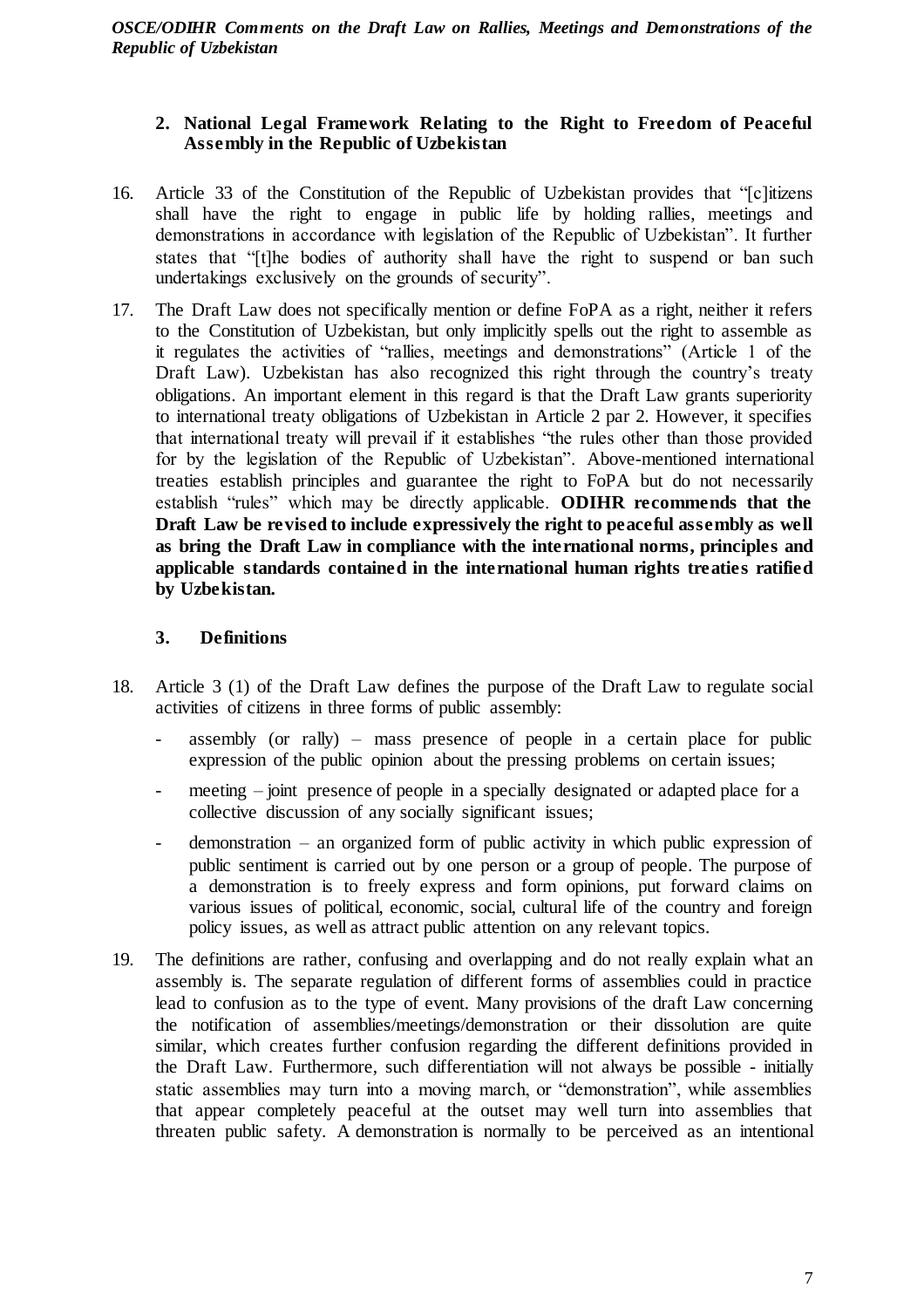## 2. National Legal Framework Relating to the Right to Freedom of Peaceful Assembly in the Republic of Uzbekistan

16. Article 33 of the Constitution of the Republic of Uzbekistan provides that "[c]itizens shall have the right to engage in public life by holding rallies, meetings and demonstrations in accordance with legislation of the Republic of Uzbekistan". It further states that "[t]he bodies of authority shall have the right to suspend or ban such undertakings exclusively on the grounds of security".

17. The Draft Law does not specifically mention or define FoPA as a right, neither it refers to the Constitution of Uzbekistan, but only implicitly spells out the right to assemble as it regulates the activities of "rallies, meetings and demonstrations" (Article 1 of the Draft Law). Uzbekistan has also recognized this right through the country's treaty obligations. An important element in this regard is that the Draft Law grants superiority to international treaty obligations of Uzbekistan in Article 2 par 2. However, it specifies that international treaty will prevail if it establishes "the rules other than those provided for by the legislation of the Republic of Uzbekistan". Above-mentioned international treaties establish principles and guarantee the right to FoPA but do not necessarily establish "rules" which may be directly applicable. **ODIHR recommends that the Draft Law be revised to include expressively the right to peaceful assembly as well as bring the Draft Law in compliance with the international norms, principles and applicable standards contained in the international human rights treaties ratified by Uzbekistan.**

## 3. Definitions

18. Article 3 (1) of the Draft Law defines the purpose of the Draft Law to regulate social activities of citizens in three forms of public assembly:

    - assembly (or rally) – mass presence of people in a certain place for public expression of the public opinion about the pressing problems on certain issues;
    - meeting – joint presence of people in a specially designated or adapted place for a collective discussion of any socially significant issues;
    - demonstration – an organized form of public activity in which public expression of public sentiment is carried out by one person or a group of people. The purpose of a demonstration is to freely express and form opinions, put forward claims on various issues of political, economic, social, cultural life of the country and foreign policy issues, as well as attract public attention on any relevant topics.

19. The definitions are rather, confusing and overlapping and do not really explain what an assembly is. The separate regulation of different forms of assemblies could in practice lead to confusion as to the type of event. Many provisions of the draft Law concerning the notification of assemblies/meetings/demonstration or their dissolution are quite similar, which creates further confusion regarding the different definitions provided in the Draft Law. Furthermore, such differentiation will not always be possible - initially static assemblies may turn into a moving march, or "demonstration", while assemblies that appear completely peaceful at the outset may well turn into assemblies that threaten public safety. A demonstration is normally to be perceived as an intentional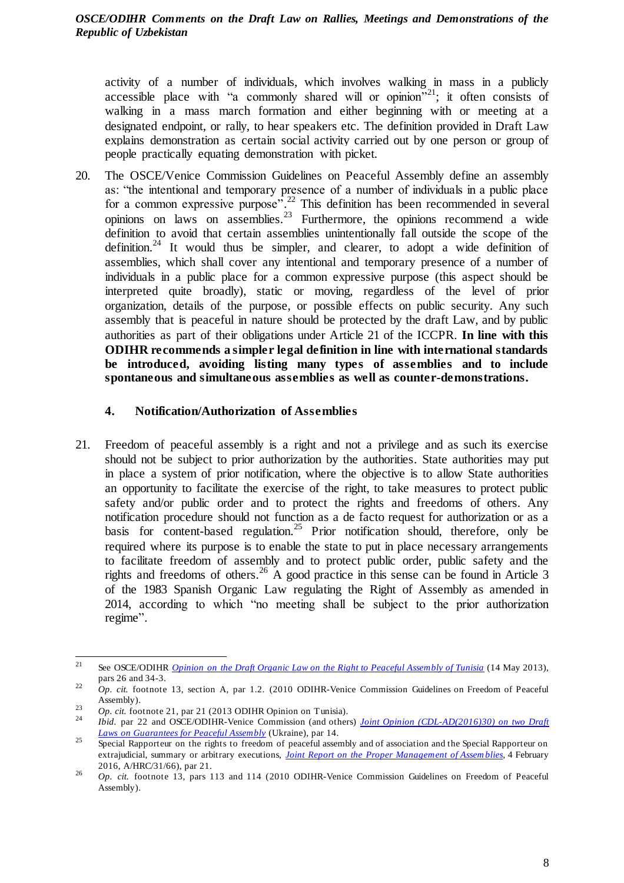activity of a number of individuals, which involves walking in mass in a publicly accessible place with "a commonly shared will or opinion"[21]; it often consists of walking in a mass march formation and either beginning with or meeting at a designated endpoint, or rally, to hear speakers etc. The definition provided in Draft Law explains demonstration as certain social activity carried out by one person or group of people practically equating demonstration with picket.

20. The OSCE/Venice Commission Guidelines on Peaceful Assembly define an assembly as: "the intentional and temporary presence of a number of individuals in a public place for a common expressive purpose".[22] This definition has been recommended in several opinions on laws on assemblies.[23] Furthermore, the opinions recommend a wide definition to avoid that certain assemblies unintentionally fall outside the scope of the definition.[24] It would thus be simpler, and clearer, to adopt a wide definition of assemblies, which shall cover any intentional and temporary presence of a number of individuals in a public place for a common expressive purpose (this aspect should be interpreted quite broadly), static or moving, regardless of the level of prior organization, details of the purpose, or possible effects on public security. Any such assembly that is peaceful in nature should be protected by the draft Law, and by public authorities as part of their obligations under Article 21 of the ICCPR. **In line with this ODIHR recommends a simpler legal definition in line with international standards be introduced, avoiding listing many types of assemblies and to include spontaneous and simultaneous assemblies as well as counter-demonstrations.**

### 4. Notification/Authorization of Assemblies

21. Freedom of peaceful assembly is a right and not a privilege and as such its exercise should not be subject to prior authorization by the authorities. State authorities may put in place a system of prior notification, where the objective is to allow State authorities an opportunity to facilitate the exercise of the right, to take measures to protect public safety and/or public order and to protect the rights and freedoms of others. Any notification procedure should not function as a de facto request for authorization or as a basis for content-based regulation.[25] Prior notification should, therefore, only be required where its purpose is to enable the state to put in place necessary arrangements to facilitate freedom of assembly and to protect public order, public safety and the rights and freedoms of others.[26] A good practice in this sense can be found in Article 3 of the 1983 Spanish Organic Law regulating the Right of Assembly as amended in 2014, according to which "no meeting shall be subject to the prior authorization regime".

---

[21] See OSCE/ODIHR *Opinion on the Draft Organic Law on the Right to Peaceful Assembly of Tunisia* (14 May 2013), pars 26 and 34-3.

[22] *Op. cit.* footnote 13, section A, par 1.2. (2010 ODIHR-Venice Commission Guidelines on Freedom of Peaceful Assembly).

[23] *Op. cit.* footnote 21, par 21 (2013 ODIHR Opinion on Tunisia).

[24] *Ibid.* par 22 and OSCE/ODIHR-Venice Commission (and others) *Joint Opinion (CDL-AD(2016)30) on two Draft Laws on Guarantees for Peaceful Assembly* (Ukraine), par 14.

[25] Special Rapporteur on the rights to freedom of peaceful assembly and of association and the Special Rapporteur on extrajudicial, summary or arbitrary executions, *Joint Report on the Proper Management of Assemblies*, 4 February 2016, A/HRC/31/66), par 21.

[26] *Op. cit.* footnote 13, pars 113 and 114 (2010 ODIHR-Venice Commission Guidelines on Freedom of Peaceful Assembly).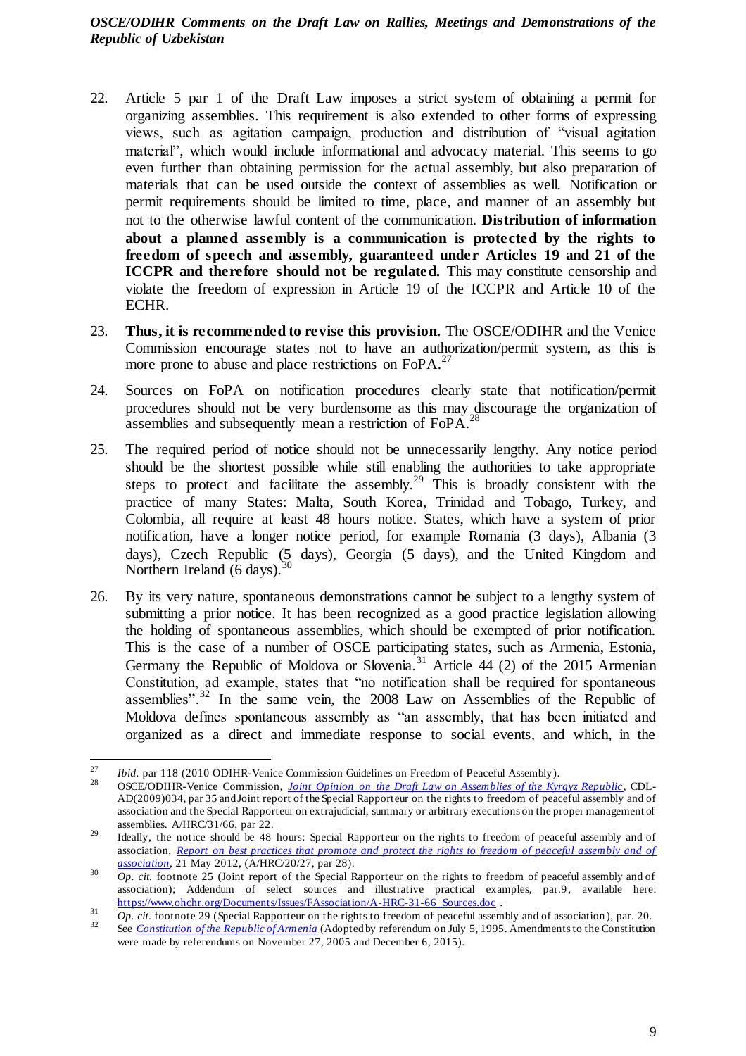22. Article 5 par 1 of the Draft Law imposes a strict system of obtaining a permit for organizing assemblies. This requirement is also extended to other forms of expressing views, such as agitation campaign, production and distribution of "visual agitation material", which would include informational and advocacy material. This seems to go even further than obtaining permission for the actual assembly, but also preparation of materials that can be used outside the context of assemblies as well. Notification or permit requirements should be limited to time, place, and manner of an assembly but not to the otherwise lawful content of the communication. **Distribution of information about a planned assembly is a communication is protected by the rights to freedom of speech and assembly, guaranteed under Articles 19 and 21 of the ICCPR and therefore should not be regulated.** This may constitute censorship and violate the freedom of expression in Article 19 of the ICCPR and Article 10 of the ECHR.

23. **Thus, it is recommended to revise this provision.** The OSCE/ODIHR and the Venice Commission encourage states not to have an authorization/permit system, as this is more prone to abuse and place restrictions on FoPA.[27]

24. Sources on FoPA on notification procedures clearly state that notification/permit procedures should not be very burdensome as this may discourage the organization of assemblies and subsequently mean a restriction of FoPA.[28]

25. The required period of notice should not be unnecessarily lengthy. Any notice period should be the shortest possible while still enabling the authorities to take appropriate steps to protect and facilitate the assembly.[29] This is broadly consistent with the practice of many States: Malta, South Korea, Trinidad and Tobago, Turkey, and Colombia, all require at least 48 hours notice. States, which have a system of prior notification, have a longer notice period, for example Romania (3 days), Albania (3 days), Czech Republic (5 days), Georgia (5 days), and the United Kingdom and Northern Ireland (6 days).[30]

26. By its very nature, spontaneous demonstrations cannot be subject to a lengthy system of submitting a prior notice. It has been recognized as a good practice legislation allowing the holding of spontaneous assemblies, which should be exempted of prior notification. This is the case of a number of OSCE participating states, such as Armenia, Estonia, Germany the Republic of Moldova or Slovenia.[31] Article 44 (2) of the 2015 Armenian Constitution, ad example, states that "no notification shall be required for spontaneous assemblies".[32] In the same vein, the 2008 Law on Assemblies of the Republic of Moldova defines spontaneous assembly as "an assembly, that has been initiated and organized as a direct and immediate response to social events, and which, in the

---

[27] *Ibid.* par 118 (2010 ODIHR-Venice Commission Guidelines on Freedom of Peaceful Assembly).

[28] OSCE/ODIHR-Venice Commission, *Joint Opinion on the Draft Law on Assemblies of the Kyrgyz Republic*, CDL-AD(2009)034, par 35 and Joint report of the Special Rapporteur on the rights to freedom of peaceful assembly and of association and the Special Rapporteur on extrajudicial, summary or arbitrary executions on the proper management of assemblies. A/HRC/31/66, par 22.

[29] Ideally, the notice should be 48 hours: Special Rapporteur on the rights to freedom of peaceful assembly and of association, *Report on best practices that promote and protect the rights to freedom of peaceful assembly and of association*, 21 May 2012, (A/HRC/20/27, par 28).

[30] *Op. cit.* footnote 25 (Joint report of the Special Rapporteur on the rights to freedom of peaceful assembly and of association); Addendum of select sources and illustrative practical examples, par.9, available here: https://www.ohchr.org/Documents/Issues/FAssociation/A-HRC-31-66_Sources.doc .

[31] *Op. cit.* footnote 29 (Special Rapporteur on the rights to freedom of peaceful assembly and of association), par. 20.

[32] See *Constitution of the Republic of Armenia* (Adopted by referendum on July 5, 1995. Amendments to the Constitution were made by referendums on November 27, 2005 and December 6, 2015).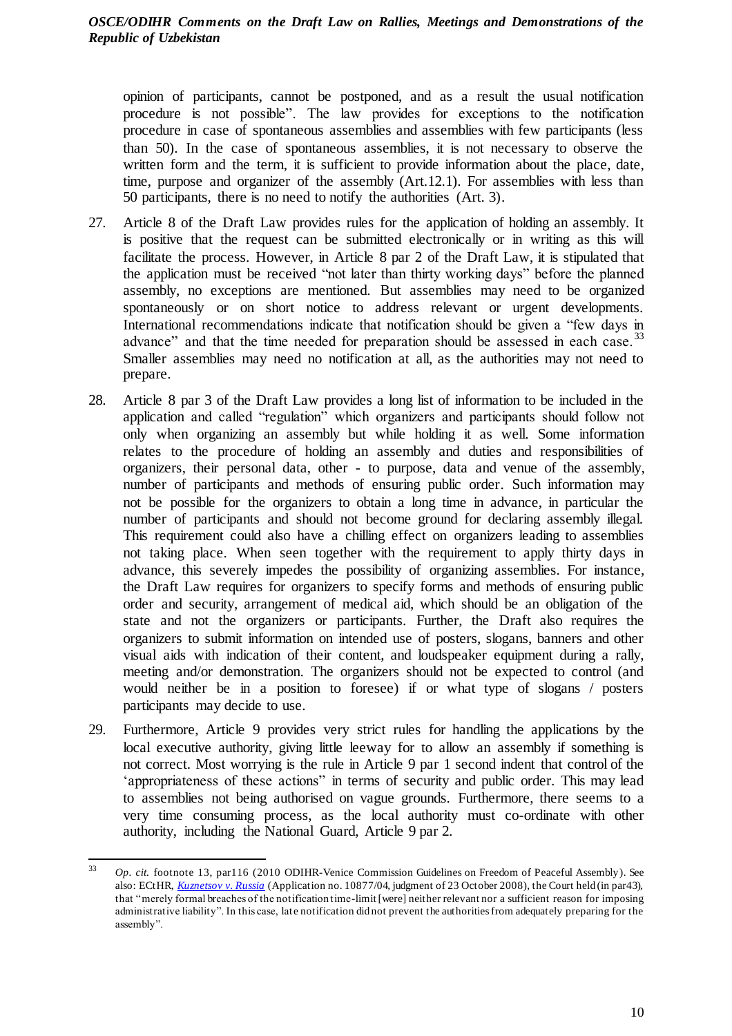opinion of participants, cannot be postponed, and as a result the usual notification procedure is not possible". The law provides for exceptions to the notification procedure in case of spontaneous assemblies and assemblies with few participants (less than 50). In the case of spontaneous assemblies, it is not necessary to observe the written form and the term, it is sufficient to provide information about the place, date, time, purpose and organizer of the assembly (Art.12.1). For assemblies with less than 50 participants, there is no need to notify the authorities (Art. 3).

27. Article 8 of the Draft Law provides rules for the application of holding an assembly. It is positive that the request can be submitted electronically or in writing as this will facilitate the process. However, in Article 8 par 2 of the Draft Law, it is stipulated that the application must be received "not later than thirty working days" before the planned assembly, no exceptions are mentioned. But assemblies may need to be organized spontaneously or on short notice to address relevant or urgent developments. International recommendations indicate that notification should be given a "few days in advance" and that the time needed for preparation should be assessed in each case.[33] Smaller assemblies may need no notification at all, as the authorities may not need to prepare.

28. Article 8 par 3 of the Draft Law provides a long list of information to be included in the application and called "regulation" which organizers and participants should follow not only when organizing an assembly but while holding it as well. Some information relates to the procedure of holding an assembly and duties and responsibilities of organizers, their personal data, other - to purpose, data and venue of the assembly, number of participants and methods of ensuring public order. Such information may not be possible for the organizers to obtain a long time in advance, in particular the number of participants and should not become ground for declaring assembly illegal. This requirement could also have a chilling effect on organizers leading to assemblies not taking place. When seen together with the requirement to apply thirty days in advance, this severely impedes the possibility of organizing assemblies. For instance, the Draft Law requires for organizers to specify forms and methods of ensuring public order and security, arrangement of medical aid, which should be an obligation of the state and not the organizers or participants. Further, the Draft also requires the organizers to submit information on intended use of posters, slogans, banners and other visual aids with indication of their content, and loudspeaker equipment during a rally, meeting and/or demonstration. The organizers should not be expected to control (and would neither be in a position to foresee) if or what type of slogans / posters participants may decide to use.

29. Furthermore, Article 9 provides very strict rules for handling the applications by the local executive authority, giving little leeway for to allow an assembly if something is not correct. Most worrying is the rule in Article 9 par 1 second indent that control of the 'appropriateness of these actions" in terms of security and public order. This may lead to assemblies not being authorised on vague grounds. Furthermore, there seems to a very time consuming process, as the local authority must co-ordinate with other authority, including the National Guard, Article 9 par 2.

---

[33] *Op. cit.* footnote 13, par116 (2010 ODIHR-Venice Commission Guidelines on Freedom of Peaceful Assembly). See also: ECtHR, *Kuznetsov v. Russia* (Application no. 10877/04, judgment of 23 October 2008), the Court held (in par43), that "merely formal breaches of the notification time-limit [were] neither relevant nor a sufficient reason for imposing administrative liability". In this case, late notification did not prevent the authorities from adequately preparing for the assembly".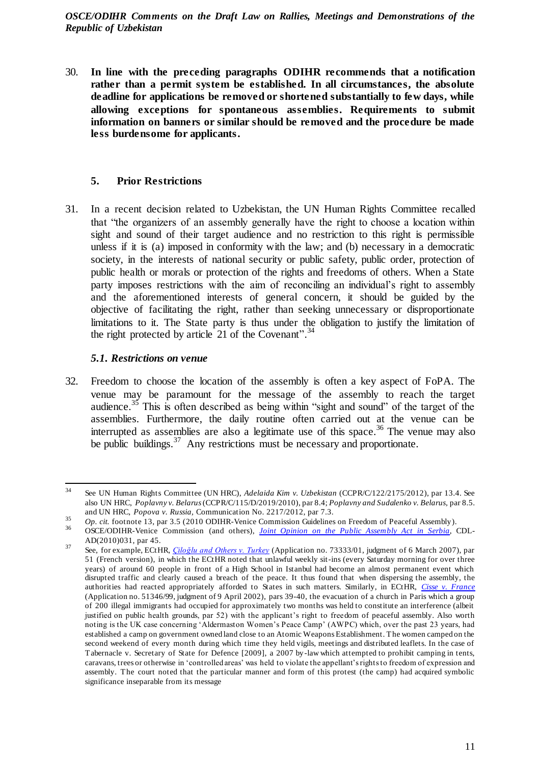30. **In line with the preceding paragraphs ODIHR recommends that a notification rather than a permit system be established. In all circumstances, the absolute deadline for applications be removed or shortened substantially to few days, while allowing exceptions for spontaneous assemblies. Requirements to submit information on banners or similar should be removed and the procedure be made less burdensome for applicants.**

## 5. Prior Restrictions

31. In a recent decision related to Uzbekistan, the UN Human Rights Committee recalled that "the organizers of an assembly generally have the right to choose a location within sight and sound of their target audience and no restriction to this right is permissible unless it is (a) imposed in conformity with the law; and (b) necessary in a democratic society, in the interests of national security or public safety, public order, protection of public health or morals or protection of the rights and freedoms of others. When a State party imposes restrictions with the aim of reconciling an individual's right to assembly and the aforementioned interests of general concern, it should be guided by the objective of facilitating the right, rather than seeking unnecessary or disproportionate limitations to it. The State party is thus under the obligation to justify the limitation of the right protected by article 21 of the Covenant".[34]

### *5.1. Restrictions on venue*

32. Freedom to choose the location of the assembly is often a key aspect of FoPA. The venue may be paramount for the message of the assembly to reach the target audience.[35] This is often described as being within "sight and sound" of the target of the assemblies. Furthermore, the daily routine often carried out at the venue can be interrupted as assemblies are also a legitimate use of this space.[36] The venue may also be public buildings.[37] Any restrictions must be necessary and proportionate.

---

[34] See UN Human Rights Committee (UN HRC), *Adelaida Kim v. Uzbekistan* (CCPR/C/122/2175/2012), par 13.4. See also UN HRC, *Poplavny v. Belarus* (CCPR/C/115/D/2019/2010), par 8.4; *Poplavny and Sudalenko v. Belarus*, par 8.5. and UN HRC, *Popova v. Russia*, Communication No. 2217/2012, par 7.3.

[35] *Op. cit.* footnote 13, par 3.5 (2010 ODIHR-Venice Commission Guidelines on Freedom of Peaceful Assembly).

[36] OSCE/ODIHR-Venice Commission (and others), *Joint Opinion on the Public Assembly Act in Serbia*, CDL-AD(2010)031, par 45.

[37] See, for example, ECtHR, *Çiloğlu and Others v. Turkey* (Application no. 73333/01, judgment of 6 March 2007), par 51 (French version), in which the ECtHR noted that unlawful weekly sit-ins (every Saturday morning for over three years) of around 60 people in front of a High School in Istanbul had become an almost permanent event which disrupted traffic and clearly caused a breach of the peace. It thus found that when dispersing the assembly, the authorities had reacted appropriately afforded to States in such matters. Similarly, in ECtHR, *Cisse v. France* (Application no. 51346/99, judgment of 9 April 2002), pars 39-40, the evacuation of a church in Paris which a group of 200 illegal immigrants had occupied for approximately two months was held to constitute an interference (albeit justified on public health grounds, par 52) with the applicant's right to freedom of peaceful assembly. Also worth noting is the UK case concerning 'Aldermaston Women's Peace Camp' (AWPC) which, over the past 23 years, had established a camp on government owned land close to an Atomic Weapons Establishment. The women camped on the second weekend of every month during which time they held vigils, meetings and distributed leaflets. In the case of Tabernacle v. Secretary of State for Defence [2009], a 2007 by-law which attempted to prohibit camping in tents, caravans, trees or otherwise in 'controlled areas' was held to violate the appellant's rights to freedom of expression and assembly. The court noted that the particular manner and form of this protest (the camp) had acquired symbolic significance inseparable from its message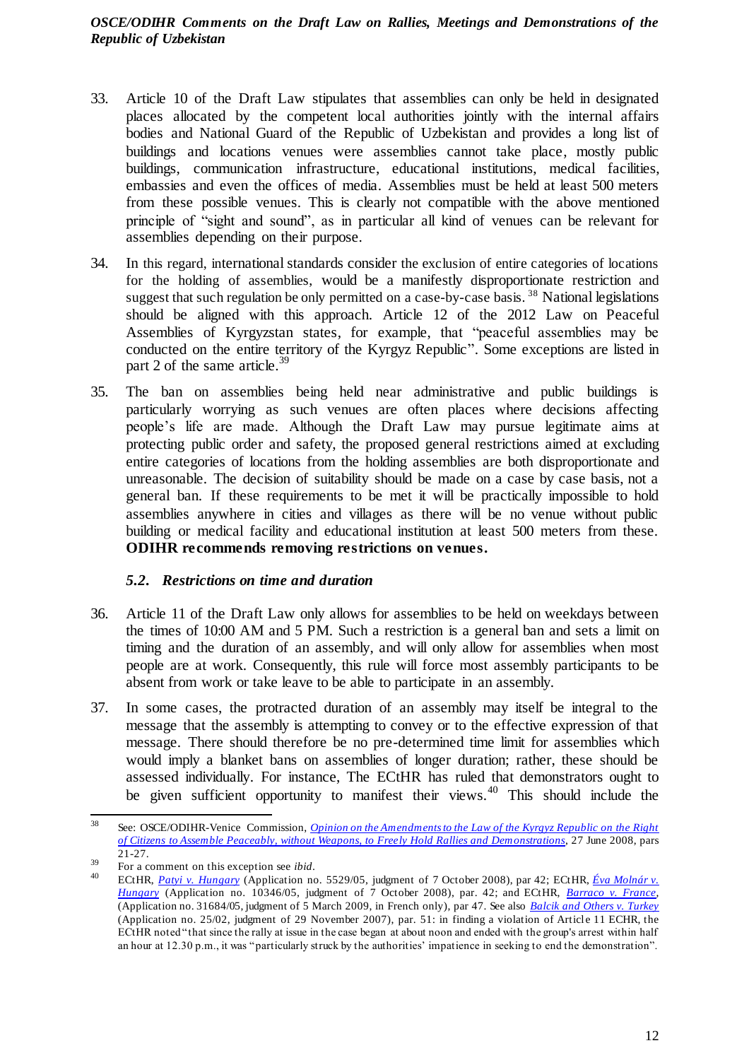33. Article 10 of the Draft Law stipulates that assemblies can only be held in designated places allocated by the competent local authorities jointly with the internal affairs bodies and National Guard of the Republic of Uzbekistan and provides a long list of buildings and locations venues were assemblies cannot take place, mostly public buildings, communication infrastructure, educational institutions, medical facilities, embassies and even the offices of media. Assemblies must be held at least 500 meters from these possible venues. This is clearly not compatible with the above mentioned principle of "sight and sound", as in particular all kind of venues can be relevant for assemblies depending on their purpose.

34. In this regard, international standards consider the exclusion of entire categories of locations for the holding of assemblies, would be a manifestly disproportionate restriction and suggest that such regulation be only permitted on a case-by-case basis. [38] National legislations should be aligned with this approach. Article 12 of the 2012 Law on Peaceful Assemblies of Kyrgyzstan states, for example, that "peaceful assemblies may be conducted on the entire territory of the Kyrgyz Republic". Some exceptions are listed in part 2 of the same article.[39]

35. The ban on assemblies being held near administrative and public buildings is particularly worrying as such venues are often places where decisions affecting people's life are made. Although the Draft Law may pursue legitimate aims at protecting public order and safety, the proposed general restrictions aimed at excluding entire categories of locations from the holding assemblies are both disproportionate and unreasonable. The decision of suitability should be made on a case by case basis, not a general ban. If these requirements to be met it will be practically impossible to hold assemblies anywhere in cities and villages as there will be no venue without public building or medical facility and educational institution at least 500 meters from these. **ODIHR recommends removing restrictions on venues.**

### *5.2. Restrictions on time and duration*

36. Article 11 of the Draft Law only allows for assemblies to be held on weekdays between the times of 10:00 AM and 5 PM. Such a restriction is a general ban and sets a limit on timing and the duration of an assembly, and will only allow for assemblies when most people are at work. Consequently, this rule will force most assembly participants to be absent from work or take leave to be able to participate in an assembly.

37. In some cases, the protracted duration of an assembly may itself be integral to the message that the assembly is attempting to convey or to the effective expression of that message. There should therefore be no pre-determined time limit for assemblies which would imply a blanket bans on assemblies of longer duration; rather, these should be assessed individually. For instance, The ECtHR has ruled that demonstrators ought to be given sufficient opportunity to manifest their views.[40] This should include the

---

[38] See: OSCE/ODIHR-Venice Commission, *Opinion on the Amendments to the Law of the Kyrgyz Republic on the Right of Citizens to Assemble Peaceably, without Weapons, to Freely Hold Rallies and Demonstrations*, 27 June 2008, pars 21-27.

[39] For a comment on this exception see *ibid*.

[40] ECtHR, *Patyi v. Hungary* (Application no. 5529/05, judgment of 7 October 2008), par 42; ECtHR, *Éva Molnár v. Hungary* (Application no. 10346/05, judgment of 7 October 2008), par. 42; and ECtHR, *Barraco v. France*, (Application no. 31684/05, judgment of 5 March 2009, in French only), par 47. See also *Balcik and Others v. Turkey* (Application no. 25/02, judgment of 29 November 2007), par. 51: in finding a violation of Article 11 ECHR, the ECtHR noted "that since the rally at issue in the case began at about noon and ended with the group's arrest within half an hour at 12.30 p.m., it was "particularly struck by the authorities' impatience in seeking to end the demonstration".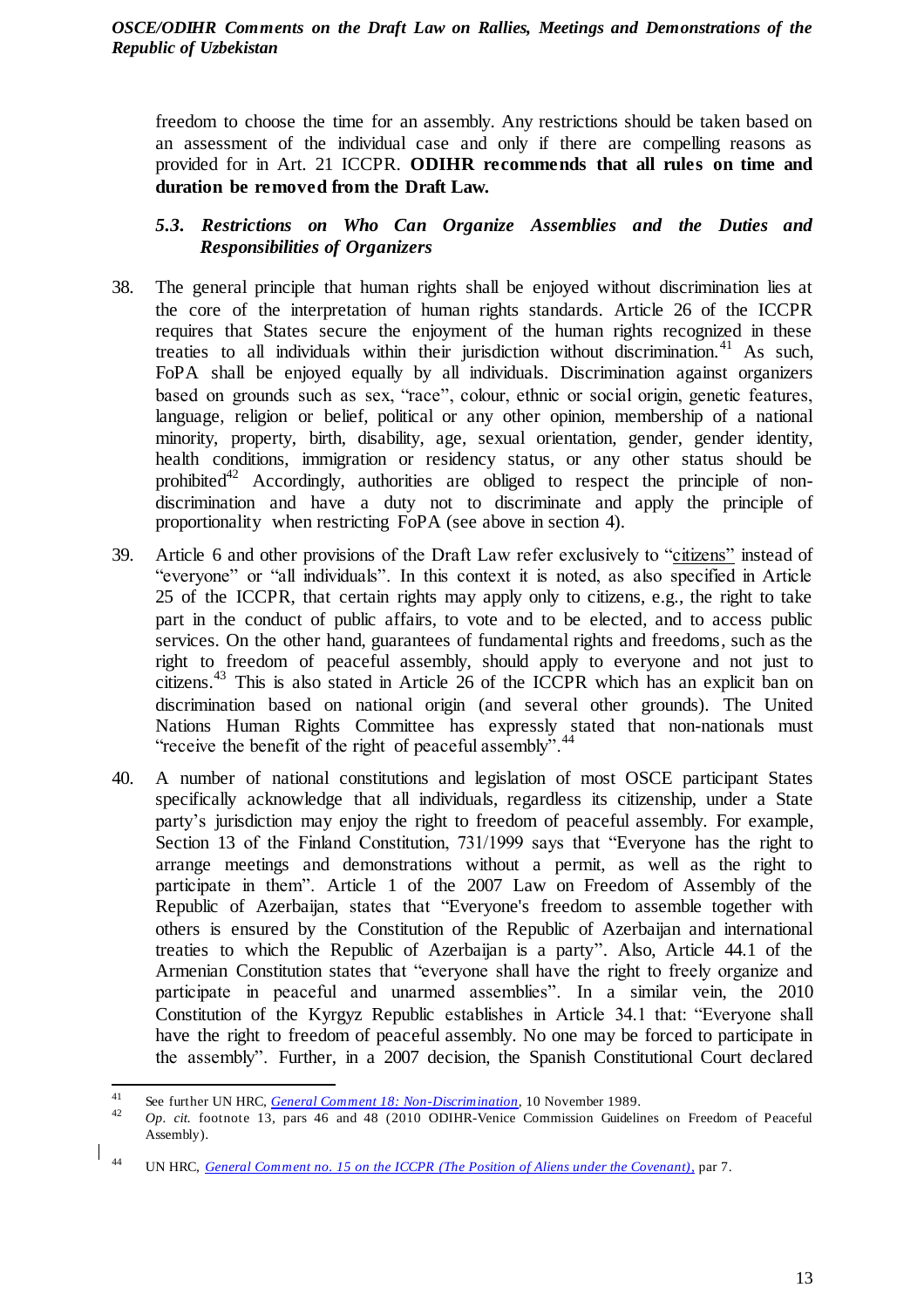freedom to choose the time for an assembly. Any restrictions should be taken based on an assessment of the individual case and only if there are compelling reasons as provided for in Art. 21 ICCPR. **ODIHR recommends that all rules on time and duration be removed from the Draft Law.**

### *5.3. Restrictions on Who Can Organize Assemblies and the Duties and Responsibilities of Organizers*

38. The general principle that human rights shall be enjoyed without discrimination lies at the core of the interpretation of human rights standards. Article 26 of the ICCPR requires that States secure the enjoyment of the human rights recognized in these treaties to all individuals within their jurisdiction without discrimination.[41] As such, FoPA shall be enjoyed equally by all individuals. Discrimination against organizers based on grounds such as sex, "race", colour, ethnic or social origin, genetic features, language, religion or belief, political or any other opinion, membership of a national minority, property, birth, disability, age, sexual orientation, gender, gender identity, health conditions, immigration or residency status, or any other status should be prohibited[42] Accordingly, authorities are obliged to respect the principle of non-discrimination and have a duty not to discriminate and apply the principle of proportionality when restricting FoPA (see above in section 4).

39. Article 6 and other provisions of the Draft Law refer exclusively to "citizens" instead of "everyone" or "all individuals". In this context it is noted, as also specified in Article 25 of the ICCPR, that certain rights may apply only to citizens, e.g., the right to take part in the conduct of public affairs, to vote and to be elected, and to access public services. On the other hand, guarantees of fundamental rights and freedoms, such as the right to freedom of peaceful assembly, should apply to everyone and not just to citizens.[43] This is also stated in Article 26 of the ICCPR which has an explicit ban on discrimination based on national origin (and several other grounds). The United Nations Human Rights Committee has expressly stated that non-nationals must "receive the benefit of the right of peaceful assembly".[44]

40. A number of national constitutions and legislation of most OSCE participant States specifically acknowledge that all individuals, regardless its citizenship, under a State party's jurisdiction may enjoy the right to freedom of peaceful assembly. For example, Section 13 of the Finland Constitution, 731/1999 says that "Everyone has the right to arrange meetings and demonstrations without a permit, as well as the right to participate in them". Article 1 of the 2007 Law on Freedom of Assembly of the Republic of Azerbaijan, states that "Everyone's freedom to assemble together with others is ensured by the Constitution of the Republic of Azerbaijan and international treaties to which the Republic of Azerbaijan is a party". Also, Article 44.1 of the Armenian Constitution states that "everyone shall have the right to freely organize and participate in peaceful and unarmed assemblies". In a similar vein, the 2010 Constitution of the Kyrgyz Republic establishes in Article 34.1 that: "Everyone shall have the right to freedom of peaceful assembly. No one may be forced to participate in the assembly". Further, in a 2007 decision, the Spanish Constitutional Court declared

---

[41] See further UN HRC, *General Comment 18: Non-Discrimination*, 10 November 1989.

[42] *Op. cit.* footnote 13, pars 46 and 48 (2010 ODIHR-Venice Commission Guidelines on Freedom of Peaceful Assembly).

[44] UN HRC, *General Comment no. 15 on the ICCPR (The Position of Aliens under the Covenant)*, par 7.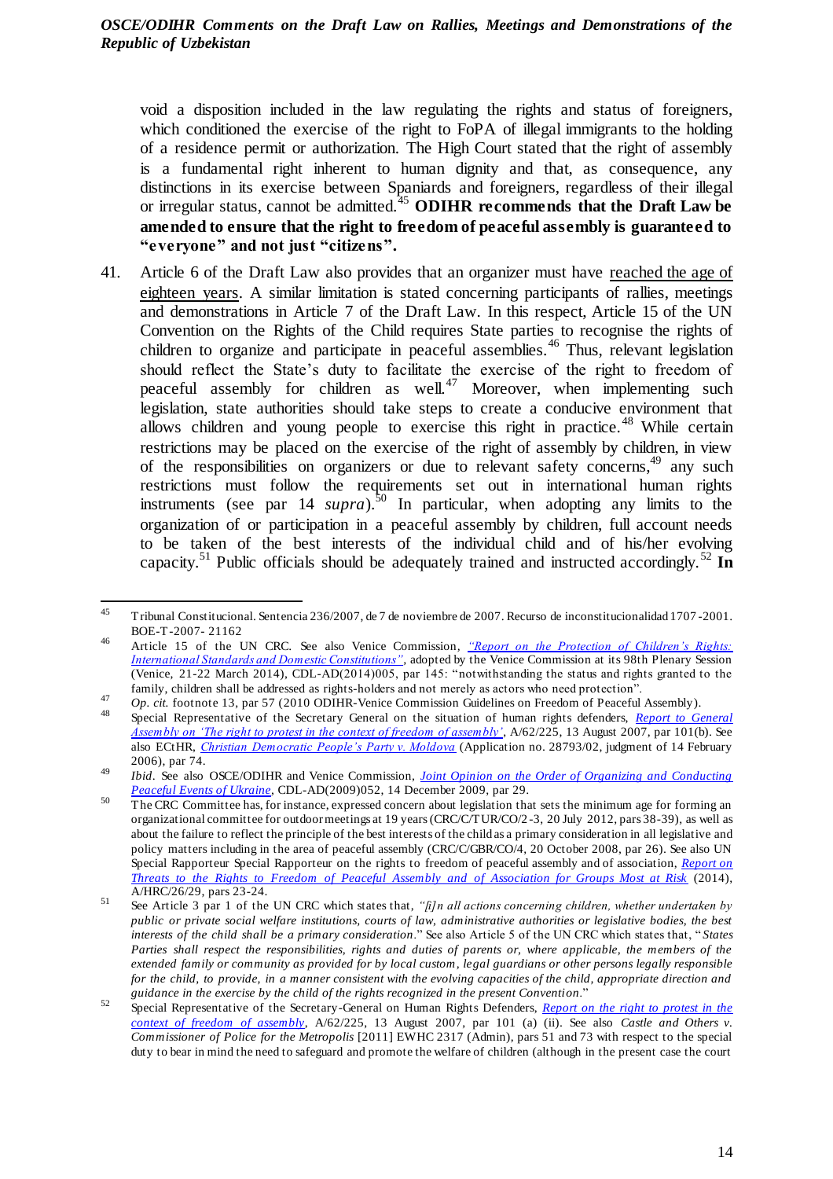void a disposition included in the law regulating the rights and status of foreigners, which conditioned the exercise of the right to FoPA of illegal immigrants to the holding of a residence permit or authorization. The High Court stated that the right of assembly is a fundamental right inherent to human dignity and that, as consequence, any distinctions in its exercise between Spaniards and foreigners, regardless of their illegal or irregular status, cannot be admitted.[45] **ODIHR recommends that the Draft Law be amended to ensure that the right to freedom of peaceful assembly is guaranteed to "everyone" and not just "citizens".**

41. Article 6 of the Draft Law also provides that an organizer must have reached the age of eighteen years. A similar limitation is stated concerning participants of rallies, meetings and demonstrations in Article 7 of the Draft Law. In this respect, Article 15 of the UN Convention on the Rights of the Child requires State parties to recognise the rights of children to organize and participate in peaceful assemblies.[46] Thus, relevant legislation should reflect the State's duty to facilitate the exercise of the right to freedom of peaceful assembly for children as well.[47] Moreover, when implementing such legislation, state authorities should take steps to create a conducive environment that allows children and young people to exercise this right in practice.[48] While certain restrictions may be placed on the exercise of the right of assembly by children, in view of the responsibilities on organizers or due to relevant safety concerns,[49] any such restrictions must follow the requirements set out in international human rights instruments (see par 14 *supra*).[50] In particular, when adopting any limits to the organization of or participation in a peaceful assembly by children, full account needs to be taken of the best interests of the individual child and of his/her evolving capacity.[51] Public officials should be adequately trained and instructed accordingly.[52] **In**

---

[45] Tribunal Constitucional. Sentencia 236/2007, de 7 de noviembre de 2007. Recurso de inconstitucionalidad 1707-2001. BOE-T-2007- 21162

[46] Article 15 of the UN CRC. See also Venice Commission, *"Report on the Protection of Children's Rights: International Standards and Domestic Constitutions"*, adopted by the Venice Commission at its 98th Plenary Session (Venice, 21-22 March 2014), CDL-AD(2014)005, par 145: "notwithstanding the status and rights granted to the family, children shall be addressed as rights-holders and not merely as actors who need protection".

[47] *Op. cit.* footnote 13, par 57 (2010 ODIHR-Venice Commission Guidelines on Freedom of Peaceful Assembly).

[48] Special Representative of the Secretary General on the situation of human rights defenders, *Report to General Assembly on 'The right to protest in the context of freedom of assembly'*, A/62/225, 13 August 2007, par 101(b). See also ECtHR, *Christian Democratic People's Party v. Moldova* (Application no. 28793/02, judgment of 14 February 2006), par 74.

[49] *Ibid*. See also OSCE/ODIHR and Venice Commission, *Joint Opinion on the Order of Organizing and Conducting Peaceful Events of Ukraine*, CDL-AD(2009)052, 14 December 2009, par 29.

[50] The CRC Committee has, for instance, expressed concern about legislation that sets the minimum age for forming an organizational committee for outdoor meetings at 19 years (CRC/C/TUR/CO/2-3, 20 July 2012, pars 38-39), as well as about the failure to reflect the principle of the best interests of the child as a primary consideration in all legislative and policy matters including in the area of peaceful assembly (CRC/C/GBR/CO/4, 20 October 2008, par 26). See also UN Special Rapporteur Special Rapporteur on the rights to freedom of peaceful assembly and of association, *Report on Threats to the Rights to Freedom of Peaceful Assembly and of Association for Groups Most at Risk* (2014), A/HRC/26/29, pars 23-24.

[51] See Article 3 par 1 of the UN CRC which states that, *"[i]n all actions concerning children, whether undertaken by public or private social welfare institutions, courts of law, administrative authorities or legislative bodies, the best interests of the child shall be a primary consideration*." See also Article 5 of the UN CRC which states that, "*States Parties shall respect the responsibilities, rights and duties of parents or, where applicable, the members of the extended family or community as provided for by local custom, legal guardians or other persons legally responsible for the child, to provide, in a manner consistent with the evolving capacities of the child, appropriate direction and guidance in the exercise by the child of the rights recognized in the present Convention*."

[52] Special Representative of the Secretary-General on Human Rights Defenders, *Report on the right to protest in the context of freedom of assembly*, A/62/225, 13 August 2007, par 101 (a) (ii). See also *Castle and Others v. Commissioner of Police for the Metropolis* [2011] EWHC 2317 (Admin), pars 51 and 73 with respect to the special duty to bear in mind the need to safeguard and promote the welfare of children (although in the present case the court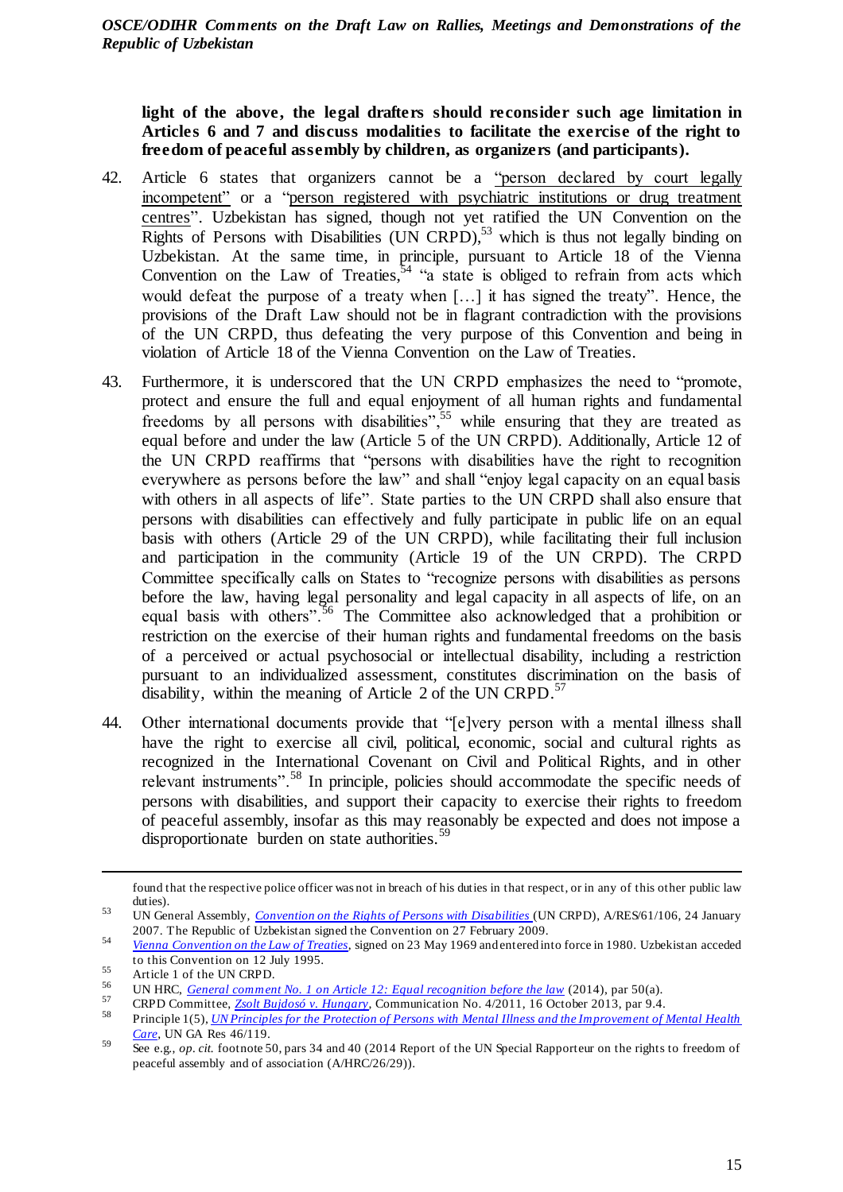**light of the above, the legal drafters should reconsider such age limitation in Articles 6 and 7 and discuss modalities to facilitate the exercise of the right to freedom of peaceful assembly by children, as organizers (and participants).**

42. Article 6 states that organizers cannot be a "person declared by court legally incompetent" or a "person registered with psychiatric institutions or drug treatment centres". Uzbekistan has signed, though not yet ratified the UN Convention on the Rights of Persons with Disabilities (UN CRPD),[53] which is thus not legally binding on Uzbekistan. At the same time, in principle, pursuant to Article 18 of the Vienna Convention on the Law of Treaties,[54] "a state is obliged to refrain from acts which would defeat the purpose of a treaty when […] it has signed the treaty". Hence, the provisions of the Draft Law should not be in flagrant contradiction with the provisions of the UN CRPD, thus defeating the very purpose of this Convention and being in violation of Article 18 of the Vienna Convention on the Law of Treaties.

43. Furthermore, it is underscored that the UN CRPD emphasizes the need to "promote, protect and ensure the full and equal enjoyment of all human rights and fundamental freedoms by all persons with disabilities",[55] while ensuring that they are treated as equal before and under the law (Article 5 of the UN CRPD). Additionally, Article 12 of the UN CRPD reaffirms that "persons with disabilities have the right to recognition everywhere as persons before the law" and shall "enjoy legal capacity on an equal basis with others in all aspects of life". State parties to the UN CRPD shall also ensure that persons with disabilities can effectively and fully participate in public life on an equal basis with others (Article 29 of the UN CRPD), while facilitating their full inclusion and participation in the community (Article 19 of the UN CRPD). The CRPD Committee specifically calls on States to "recognize persons with disabilities as persons before the law, having legal personality and legal capacity in all aspects of life, on an equal basis with others".[56] The Committee also acknowledged that a prohibition or restriction on the exercise of their human rights and fundamental freedoms on the basis of a perceived or actual psychosocial or intellectual disability, including a restriction pursuant to an individualized assessment, constitutes discrimination on the basis of disability, within the meaning of Article 2 of the UN CRPD.[57]

44. Other international documents provide that "[e]very person with a mental illness shall have the right to exercise all civil, political, economic, social and cultural rights as recognized in the International Covenant on Civil and Political Rights, and in other relevant instruments".[58] In principle, policies should accommodate the specific needs of persons with disabilities, and support their capacity to exercise their rights to freedom of peaceful assembly, insofar as this may reasonably be expected and does not impose a disproportionate burden on state authorities.[59]

---

found that the respective police officer was not in breach of his duties in that respect, or in any of this other public law duties).

[53] UN General Assembly, *Convention on the Rights of Persons with Disabilities* (UN CRPD), A/RES/61/106, 24 January 2007. The Republic of Uzbekistan signed the Convention on 27 February 2009.

[54] *Vienna Convention on the Law of Treaties*, signed on 23 May 1969 and entered into force in 1980. Uzbekistan acceded to this Convention on 12 July 1995.

[55] Article 1 of the UN CRPD.

[56] UN HRC, *General comment No. 1 on Article 12: Equal recognition before the law* (2014), par 50(a).

[57] CRPD Committee, *Zsolt Bujdosó v. Hungary*, Communication No. 4/2011, 16 October 2013, par 9.4.

[58] Principle 1(5), *UN Principles for the Protection of Persons with Mental Illness and the Improvement of Mental Health Care*, UN GA Res 46/119.

[59] See e.g., *op. cit.* footnote 50, pars 34 and 40 (2014 Report of the UN Special Rapporteur on the rights to freedom of peaceful assembly and of association (A/HRC/26/29)).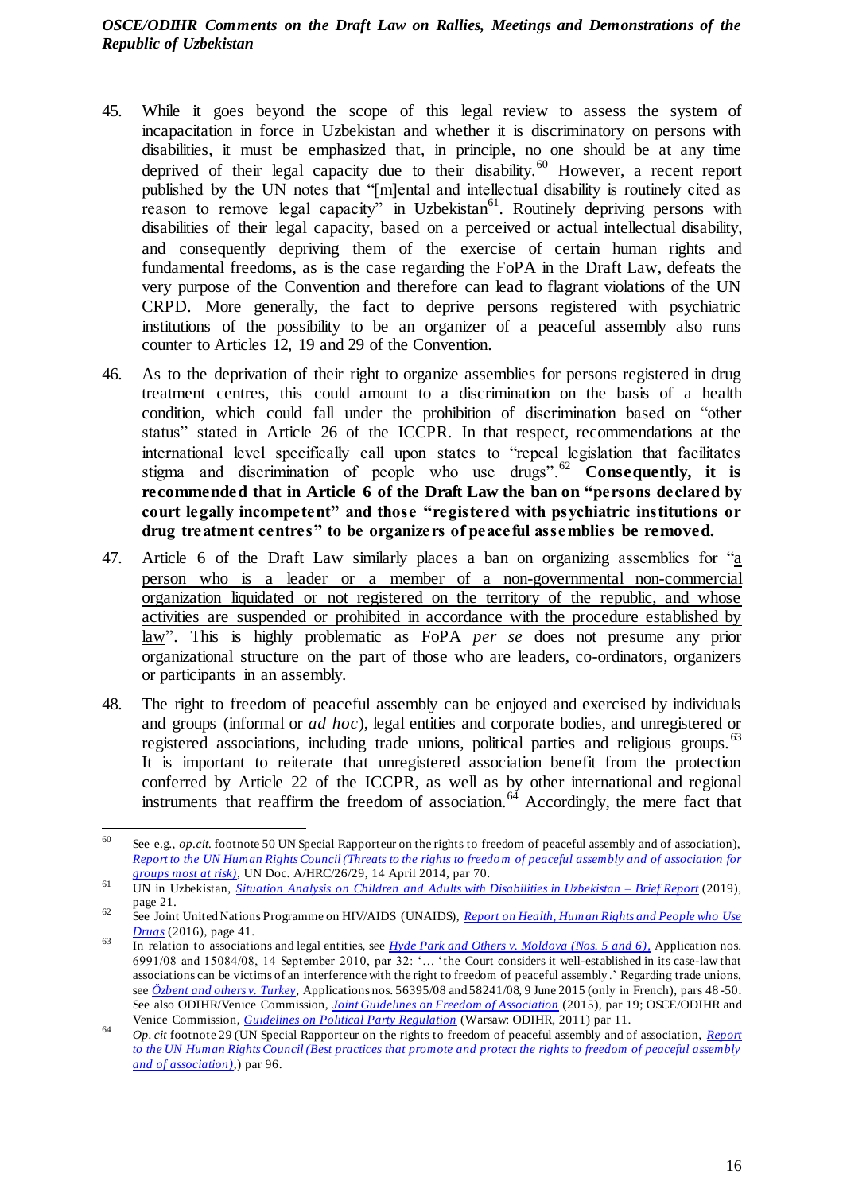45. While it goes beyond the scope of this legal review to assess the system of incapacitation in force in Uzbekistan and whether it is discriminatory on persons with disabilities, it must be emphasized that, in principle, no one should be at any time deprived of their legal capacity due to their disability.[60] However, a recent report published by the UN notes that "[m]ental and intellectual disability is routinely cited as reason to remove legal capacity" in Uzbekistan[61]. Routinely depriving persons with disabilities of their legal capacity, based on a perceived or actual intellectual disability, and consequently depriving them of the exercise of certain human rights and fundamental freedoms, as is the case regarding the FoPA in the Draft Law, defeats the very purpose of the Convention and therefore can lead to flagrant violations of the UN CRPD. More generally, the fact to deprive persons registered with psychiatric institutions of the possibility to be an organizer of a peaceful assembly also runs counter to Articles 12, 19 and 29 of the Convention.

46. As to the deprivation of their right to organize assemblies for persons registered in drug treatment centres, this could amount to a discrimination on the basis of a health condition, which could fall under the prohibition of discrimination based on "other status" stated in Article 26 of the ICCPR. In that respect, recommendations at the international level specifically call upon states to "repeal legislation that facilitates stigma and discrimination of people who use drugs".[62] **Consequently, it is recommended that in Article 6 of the Draft Law the ban on "persons declared by court legally incompetent" and those "registered with psychiatric institutions or drug treatment centres" to be organizers of peaceful assemblies be removed.**

47. Article 6 of the Draft Law similarly places a ban on organizing assemblies for "a person who is a leader or a member of a non-governmental non-commercial organization liquidated or not registered on the territory of the republic, and whose activities are suspended or prohibited in accordance with the procedure established by law". This is highly problematic as FoPA *per se* does not presume any prior organizational structure on the part of those who are leaders, co-ordinators, organizers or participants in an assembly.

48. The right to freedom of peaceful assembly can be enjoyed and exercised by individuals and groups (informal or *ad hoc*), legal entities and corporate bodies, and unregistered or registered associations, including trade unions, political parties and religious groups.[63] It is important to reiterate that unregistered association benefit from the protection conferred by Article 22 of the ICCPR, as well as by other international and regional instruments that reaffirm the freedom of association.[64] Accordingly, the mere fact that

---

[60] See e.g., *op.cit.* footnote 50 UN Special Rapporteur on the rights to freedom of peaceful assembly and of association), *Report to the UN Human Rights Council (Threats to the rights to freedom of peaceful assembly and of association for groups most at risk)*, UN Doc. A/HRC/26/29, 14 April 2014, par 70.

[61] UN in Uzbekistan, *Situation Analysis on Children and Adults with Disabilities in Uzbekistan – Brief Report* (2019), page 21.

[62] See Joint United Nations Programme on HIV/AIDS (UNAIDS), *Report on Health, Human Rights and People who Use Drugs* (2016), page 41.

[63] In relation to associations and legal entities, see *Hyde Park and Others v. Moldova (Nos. 5 and 6)*, Application nos. 6991/08 and 15084/08, 14 September 2010, par 32: '… 'the Court considers it well-established in its case-law that associations can be victims of an interference with the right to freedom of peaceful assembly.' Regarding trade unions, see *Özbent and others v. Turkey*, Applications nos. 56395/08 and 58241/08, 9 June 2015 (only in French), pars 48-50. See also ODIHR/Venice Commission, *Joint Guidelines on Freedom of Association* (2015), par 19; OSCE/ODIHR and Venice Commission, *Guidelines on Political Party Regulation* (Warsaw: ODIHR, 2011) par 11.

[64] *Op. cit* footnote 29 (UN Special Rapporteur on the rights to freedom of peaceful assembly and of association, *Report to the UN Human Rights Council (Best practices that promote and protect the rights to freedom of peaceful assembly and of association)*,) par 96.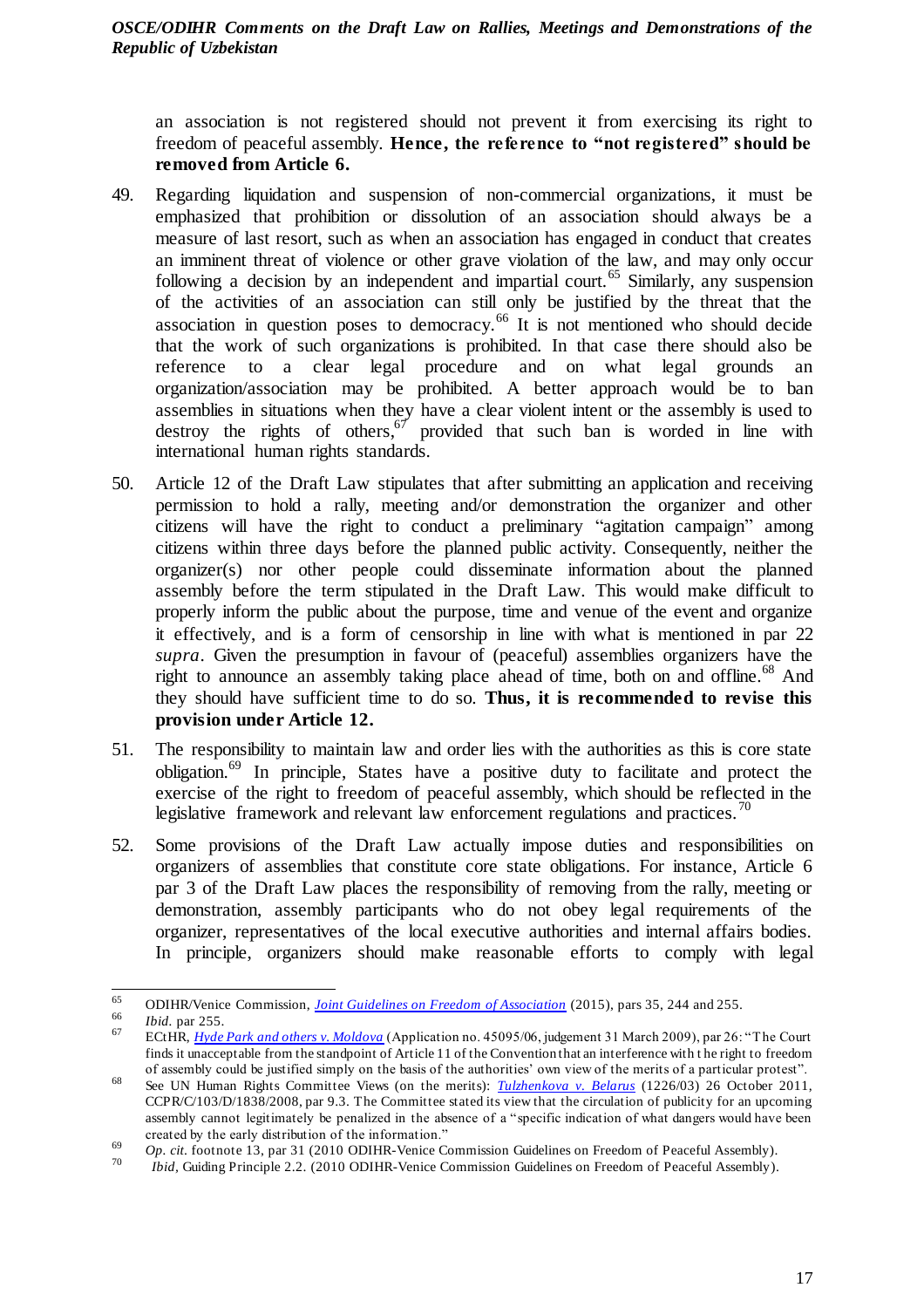an association is not registered should not prevent it from exercising its right to freedom of peaceful assembly. **Hence, the reference to "not registered" should be removed from Article 6.**

49. Regarding liquidation and suspension of non-commercial organizations, it must be emphasized that prohibition or dissolution of an association should always be a measure of last resort, such as when an association has engaged in conduct that creates an imminent threat of violence or other grave violation of the law, and may only occur following a decision by an independent and impartial court.[65] Similarly, any suspension of the activities of an association can still only be justified by the threat that the association in question poses to democracy.[66] It is not mentioned who should decide that the work of such organizations is prohibited. In that case there should also be reference to a clear legal procedure and on what legal grounds an organization/association may be prohibited. A better approach would be to ban assemblies in situations when they have a clear violent intent or the assembly is used to destroy the rights of others,[67] provided that such ban is worded in line with international human rights standards.

50. Article 12 of the Draft Law stipulates that after submitting an application and receiving permission to hold a rally, meeting and/or demonstration the organizer and other citizens will have the right to conduct a preliminary "agitation campaign" among citizens within three days before the planned public activity. Consequently, neither the organizer(s) nor other people could disseminate information about the planned assembly before the term stipulated in the Draft Law. This would make difficult to properly inform the public about the purpose, time and venue of the event and organize it effectively, and is a form of censorship in line with what is mentioned in par 22 *supra*. Given the presumption in favour of (peaceful) assemblies organizers have the right to announce an assembly taking place ahead of time, both on and offline.[68] And they should have sufficient time to do so. **Thus, it is recommended to revise this provision under Article 12.**

51. The responsibility to maintain law and order lies with the authorities as this is core state obligation.[69] In principle, States have a positive duty to facilitate and protect the exercise of the right to freedom of peaceful assembly, which should be reflected in the legislative framework and relevant law enforcement regulations and practices.[70]

52. Some provisions of the Draft Law actually impose duties and responsibilities on organizers of assemblies that constitute core state obligations. For instance, Article 6 par 3 of the Draft Law places the responsibility of removing from the rally, meeting or demonstration, assembly participants who do not obey legal requirements of the organizer, representatives of the local executive authorities and internal affairs bodies. In principle, organizers should make reasonable efforts to comply with legal

---

[65] ODIHR/Venice Commission, *Joint Guidelines on Freedom of Association* (2015), pars 35, 244 and 255.

[66] *Ibid.* par 255.

[67] ECtHR, *Hyde Park and others v. Moldova* (Application no. 45095/06, judgement 31 March 2009), par 26: "The Court finds it unacceptable from the standpoint of Article 11 of the Convention that an interference with the right to freedom of assembly could be justified simply on the basis of the authorities' own view of the merits of a particular protest".

[68] See UN Human Rights Committee Views (on the merits): *Tulzhenkova v. Belarus* (1226/03) 26 October 2011, CCPR/C/103/D/1838/2008, par 9.3. The Committee stated its view that the circulation of publicity for an upcoming assembly cannot legitimately be penalized in the absence of a "specific indication of what dangers would have been created by the early distribution of the information."

[69] *Op. cit.* footnote 13, par 31 (2010 ODIHR-Venice Commission Guidelines on Freedom of Peaceful Assembly).

[70] *Ibid*, Guiding Principle 2.2. (2010 ODIHR-Venice Commission Guidelines on Freedom of Peaceful Assembly).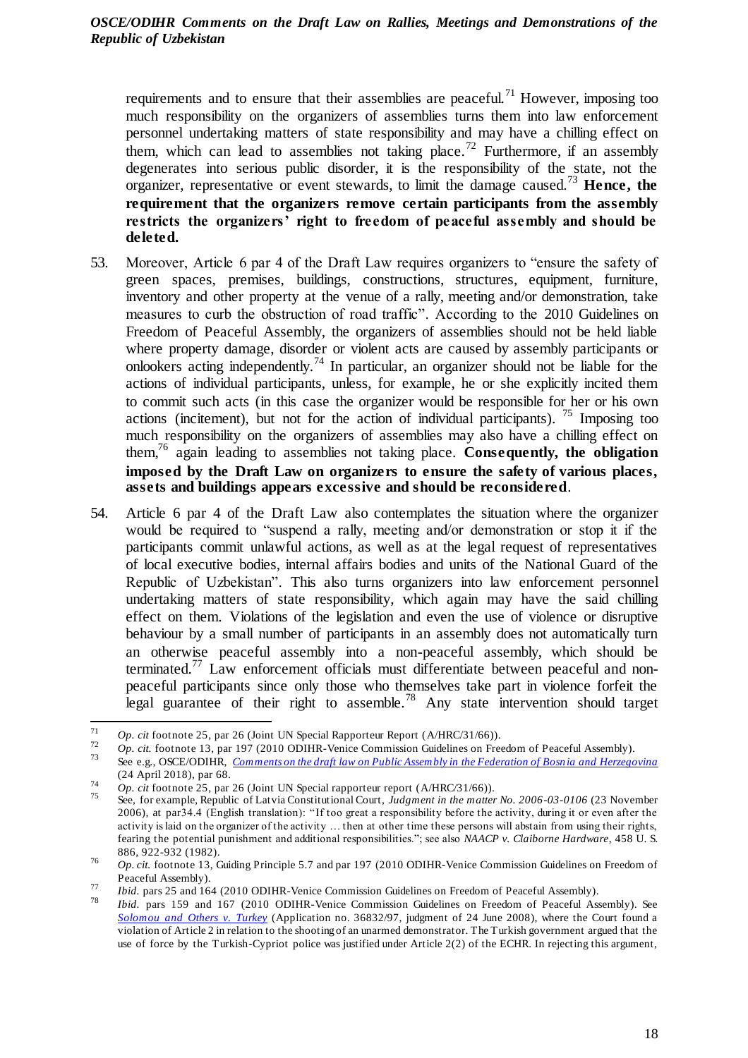requirements and to ensure that their assemblies are peaceful.[71] However, imposing too much responsibility on the organizers of assemblies turns them into law enforcement personnel undertaking matters of state responsibility and may have a chilling effect on them, which can lead to assemblies not taking place.[72] Furthermore, if an assembly degenerates into serious public disorder, it is the responsibility of the state, not the organizer, representative or event stewards, to limit the damage caused.[73] **Hence, the requirement that the organizers remove certain participants from the assembly restricts the organizers' right to freedom of peaceful assembly and should be deleted.**

53. Moreover, Article 6 par 4 of the Draft Law requires organizers to "ensure the safety of green spaces, premises, buildings, constructions, structures, equipment, furniture, inventory and other property at the venue of a rally, meeting and/or demonstration, take measures to curb the obstruction of road traffic". According to the 2010 Guidelines on Freedom of Peaceful Assembly, the organizers of assemblies should not be held liable where property damage, disorder or violent acts are caused by assembly participants or onlookers acting independently.[74] In particular, an organizer should not be liable for the actions of individual participants, unless, for example, he or she explicitly incited them to commit such acts (in this case the organizer would be responsible for her or his own actions (incitement), but not for the action of individual participants). [75] Imposing too much responsibility on the organizers of assemblies may also have a chilling effect on them,[76] again leading to assemblies not taking place. **Consequently, the obligation imposed by the Draft Law on organizers to ensure the safety of various places, assets and buildings appears excessive and should be reconsidered**.

54. Article 6 par 4 of the Draft Law also contemplates the situation where the organizer would be required to "suspend a rally, meeting and/or demonstration or stop it if the participants commit unlawful actions, as well as at the legal request of representatives of local executive bodies, internal affairs bodies and units of the National Guard of the Republic of Uzbekistan". This also turns organizers into law enforcement personnel undertaking matters of state responsibility, which again may have the said chilling effect on them. Violations of the legislation and even the use of violence or disruptive behaviour by a small number of participants in an assembly does not automatically turn an otherwise peaceful assembly into a non-peaceful assembly, which should be terminated.[77] Law enforcement officials must differentiate between peaceful and non-peaceful participants since only those who themselves take part in violence forfeit the legal guarantee of their right to assemble.[78] Any state intervention should target

---

[71] *Op. cit* footnote 25, par 26 (Joint UN Special Rapporteur Report (A/HRC/31/66)).

[72] *Op. cit.* footnote 13, par 197 (2010 ODIHR-Venice Commission Guidelines on Freedom of Peaceful Assembly).

[73] See e.g., OSCE/ODIHR, *Comments on the draft law on Public Assembly in the Federation of Bosnia and Herzegovina* (24 April 2018), par 68.

[74] *Op. cit* footnote 25, par 26 (Joint UN Special rapporteur report (A/HRC/31/66)).

[75] See, for example, Republic of Latvia Constitutional Court, *Judgment in the matter No. 2006-03-0106* (23 November 2006), at par34.4 (English translation): "If too great a responsibility before the activity, during it or even after the activity is laid on the organizer of the activity … then at other time these persons will abstain from using their rights, fearing the potential punishment and additional responsibilities."; see also *NAACP v. Claiborne Hardware*, 458 U. S. 886, 922-932 (1982).

[76] *Op. cit.* footnote 13, Guiding Principle 5.7 and par 197 (2010 ODIHR-Venice Commission Guidelines on Freedom of Peaceful Assembly).

[77] *Ibid.* pars 25 and 164 (2010 ODIHR-Venice Commission Guidelines on Freedom of Peaceful Assembly).

[78] *Ibid.* pars 159 and 167 (2010 ODIHR-Venice Commission Guidelines on Freedom of Peaceful Assembly). See *Solomou and Others v. Turkey* (Application no. 36832/97, judgment of 24 June 2008), where the Court found a violation of Article 2 in relation to the shooting of an unarmed demonstrator. The Turkish government argued that the use of force by the Turkish-Cypriot police was justified under Article 2(2) of the ECHR. In rejecting this argument,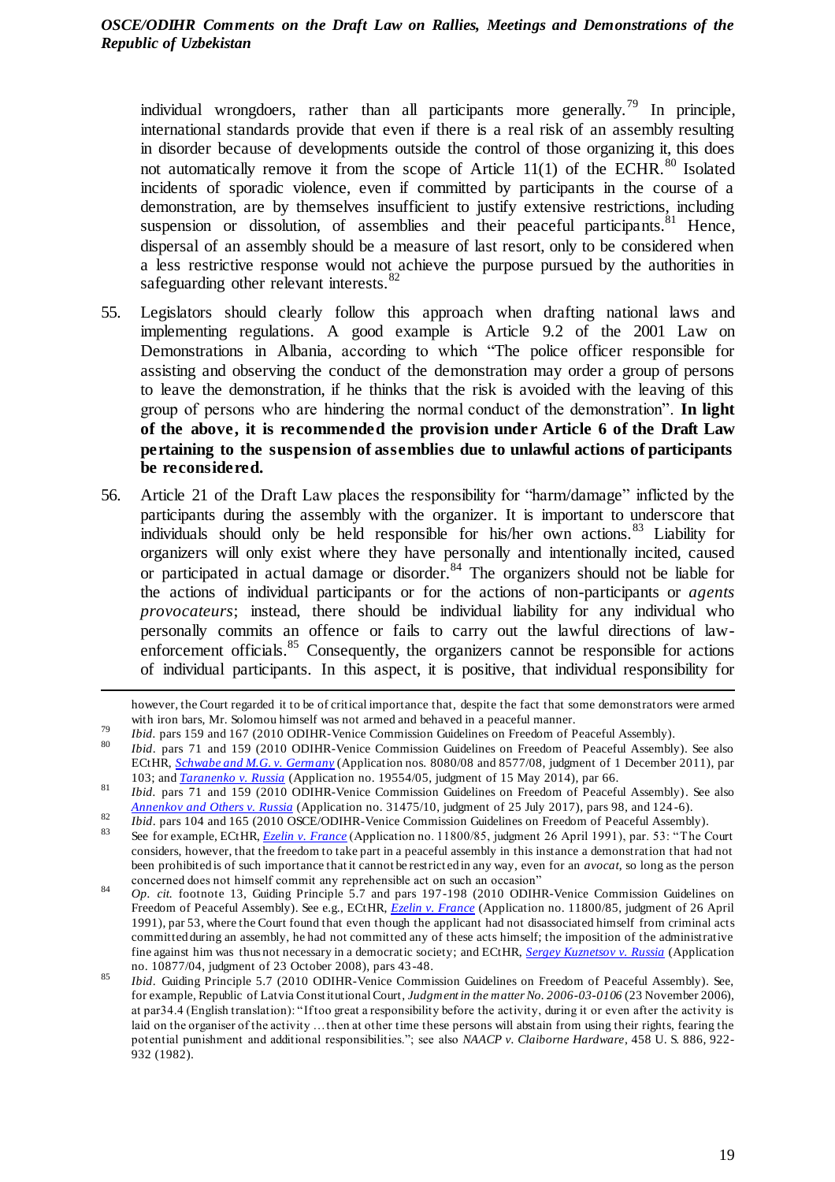individual wrongdoers, rather than all participants more generally.[79] In principle, international standards provide that even if there is a real risk of an assembly resulting in disorder because of developments outside the control of those organizing it, this does not automatically remove it from the scope of Article 11(1) of the ECHR.[80] Isolated incidents of sporadic violence, even if committed by participants in the course of a demonstration, are by themselves insufficient to justify extensive restrictions, including suspension or dissolution, of assemblies and their peaceful participants.[81] Hence, dispersal of an assembly should be a measure of last resort, only to be considered when a less restrictive response would not achieve the purpose pursued by the authorities in safeguarding other relevant interests.[82]

55. Legislators should clearly follow this approach when drafting national laws and implementing regulations. A good example is Article 9.2 of the 2001 Law on Demonstrations in Albania, according to which "The police officer responsible for assisting and observing the conduct of the demonstration may order a group of persons to leave the demonstration, if he thinks that the risk is avoided with the leaving of this group of persons who are hindering the normal conduct of the demonstration". **In light of the above, it is recommended the provision under Article 6 of the Draft Law pertaining to the suspension of assemblies due to unlawful actions of participants be reconsidered.**

56. Article 21 of the Draft Law places the responsibility for "harm/damage" inflicted by the participants during the assembly with the organizer. It is important to underscore that individuals should only be held responsible for his/her own actions.[83] Liability for organizers will only exist where they have personally and intentionally incited, caused or participated in actual damage or disorder.[84] The organizers should not be liable for the actions of individual participants or for the actions of non-participants or *agents provocateurs*; instead, there should be individual liability for any individual who personally commits an offence or fails to carry out the lawful directions of law-enforcement officials.[85] Consequently, the organizers cannot be responsible for actions of individual participants. In this aspect, it is positive, that individual responsibility for

---

however, the Court regarded it to be of critical importance that, despite the fact that some demonstrators were armed with iron bars, Mr. Solomou himself was not armed and behaved in a peaceful manner.

[79] *Ibid.* pars 159 and 167 (2010 ODIHR-Venice Commission Guidelines on Freedom of Peaceful Assembly).

[80] *Ibid.* pars 71 and 159 (2010 ODIHR-Venice Commission Guidelines on Freedom of Peaceful Assembly). See also ECtHR, *Schwabe and M.G. v. Germany* (Application nos. 8080/08 and 8577/08, judgment of 1 December 2011), par 103; and *Taranenko v. Russia* (Application no. 19554/05, judgment of 15 May 2014), par 66.

[81] *Ibid.* pars 71 and 159 (2010 ODIHR-Venice Commission Guidelines on Freedom of Peaceful Assembly). See also *Annenkov and Others v. Russia* (Application no. 31475/10, judgment of 25 July 2017), pars 98, and 124-6).

[82] *Ibid.* pars 104 and 165 (2010 OSCE/ODIHR-Venice Commission Guidelines on Freedom of Peaceful Assembly).

[83] See for example, ECtHR, *Ezelin v. France* (Application no. 11800/85, judgment 26 April 1991), par. 53: "The Court considers, however, that the freedom to take part in a peaceful assembly in this instance a demonstration that had not been prohibited is of such importance that it cannot be restricted in any way, even for an *avocat*, so long as the person concerned does not himself commit any reprehensible act on such an occasion"

[84] *Op. cit.* footnote 13, Guiding Principle 5.7 and pars 197-198 (2010 ODIHR-Venice Commission Guidelines on Freedom of Peaceful Assembly). See e.g., ECtHR, *Ezelin v. France* (Application no. 11800/85, judgment of 26 April 1991), par 53, where the Court found that even though the applicant had not disassociated himself from criminal acts committed during an assembly, he had not committed any of these acts himself; the imposition of the administrative fine against him was thus not necessary in a democratic society; and ECtHR, *Sergey Kuznetsov v. Russia* (Application no. 10877/04, judgment of 23 October 2008), pars 43-48.

[85] *Ibid.* Guiding Principle 5.7 (2010 ODIHR-Venice Commission Guidelines on Freedom of Peaceful Assembly). See, for example, Republic of Latvia Constitutional Court, *Judgment in the matter No. 2006-03-0106* (23 November 2006), at par34.4 (English translation): "If too great a responsibility before the activity, during it or even after the activity is laid on the organiser of the activity …then at other time these persons will abstain from using their rights, fearing the potential punishment and additional responsibilities."; see also *NAACP v. Claiborne Hardware*, 458 U. S. 886, 922-932 (1982).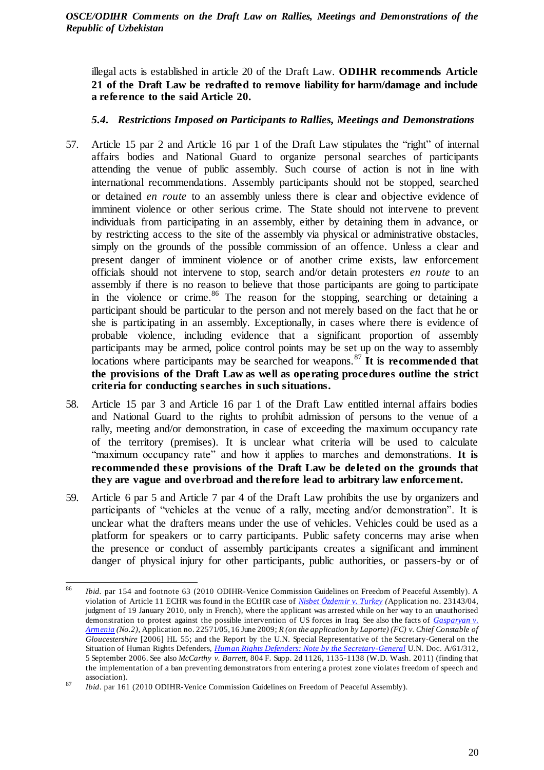illegal acts is established in article 20 of the Draft Law. **ODIHR recommends Article 21 of the Draft Law be redrafted to remove liability for harm/damage and include a reference to the said Article 20.**

### *5.4. Restrictions Imposed on Participants to Rallies, Meetings and Demonstrations*

57. Article 15 par 2 and Article 16 par 1 of the Draft Law stipulates the "right" of internal affairs bodies and National Guard to organize personal searches of participants attending the venue of public assembly. Such course of action is not in line with international recommendations. Assembly participants should not be stopped, searched or detained *en route* to an assembly unless there is clear and objective evidence of imminent violence or other serious crime. The State should not intervene to prevent individuals from participating in an assembly, either by detaining them in advance, or by restricting access to the site of the assembly via physical or administrative obstacles, simply on the grounds of the possible commission of an offence. Unless a clear and present danger of imminent violence or of another crime exists, law enforcement officials should not intervene to stop, search and/or detain protesters *en route* to an assembly if there is no reason to believe that those participants are going to participate in the violence or crime.[86] The reason for the stopping, searching or detaining a participant should be particular to the person and not merely based on the fact that he or she is participating in an assembly. Exceptionally, in cases where there is evidence of probable violence, including evidence that a significant proportion of assembly participants may be armed, police control points may be set up on the way to assembly locations where participants may be searched for weapons.[87] **It is recommended that the provisions of the Draft Law as well as operating procedures outline the strict criteria for conducting searches in such situations.**

58. Article 15 par 3 and Article 16 par 1 of the Draft Law entitled internal affairs bodies and National Guard to the rights to prohibit admission of persons to the venue of a rally, meeting and/or demonstration, in case of exceeding the maximum occupancy rate of the territory (premises). It is unclear what criteria will be used to calculate "maximum occupancy rate" and how it applies to marches and demonstrations. **It is recommended these provisions of the Draft Law be deleted on the grounds that they are vague and overbroad and therefore lead to arbitrary law enforcement.**

59. Article 6 par 5 and Article 7 par 4 of the Draft Law prohibits the use by organizers and participants of "vehicles at the venue of a rally, meeting and/or demonstration". It is unclear what the drafters means under the use of vehicles. Vehicles could be used as a platform for speakers or to carry participants. Public safety concerns may arise when the presence or conduct of assembly participants creates a significant and imminent danger of physical injury for other participants, public authorities, or passers-by or of

---

[86] *Ibid.* par 154 and footnote 63 (2010 ODIHR-Venice Commission Guidelines on Freedom of Peaceful Assembly). A violation of Article 11 ECHR was found in the ECtHR case of *Nisbet Özdemir v. Turkey (*Application no. 23143/04, judgment of 19 January 2010, only in French), where the applicant was arrested while on her way to an unauthorised demonstration to protest against the possible intervention of US forces in Iraq. See also the facts of *Gasparyan v. Armenia (No.2)*, Application no. 22571/05, 16 June 2009; *R (on the application by Laporte) (FC) v. Chief Constable of Gloucestershire* [2006] HL 55; and the Report by the U.N. Special Representative of the Secretary-General on the Situation of Human Rights Defenders, *Human Rights Defenders: Note by the Secretary-General* U.N. Doc. A/61/312, 5 September 2006. See also *McCarthy v. Barrett*, 804 F. Supp. 2d 1126, 1135-1138 (W.D. Wash. 2011) (finding that the implementation of a ban preventing demonstrators from entering a protest zone violates freedom of speech and association).

[87] *Ibid.* par 161 (2010 ODIHR-Venice Commission Guidelines on Freedom of Peaceful Assembly).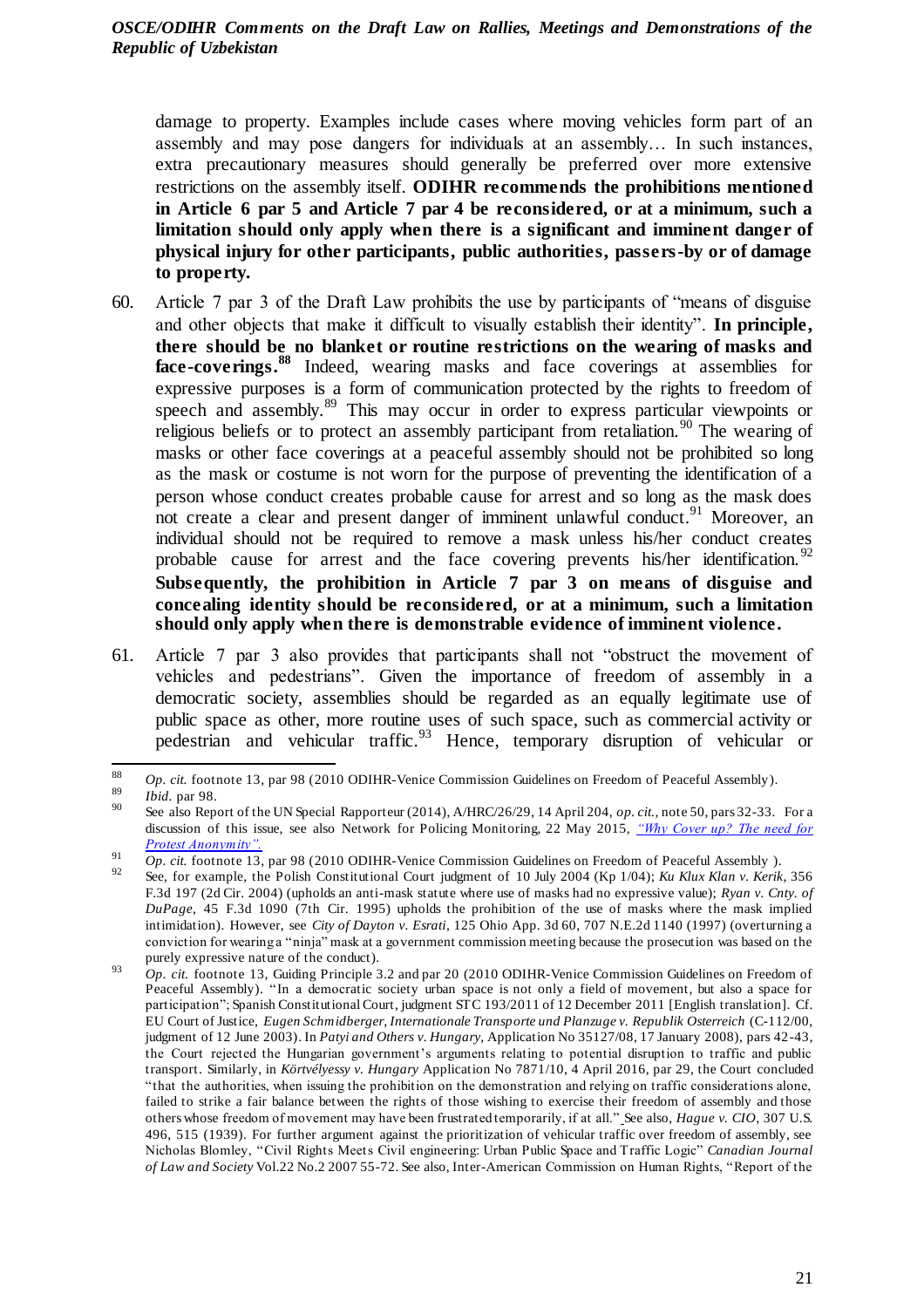damage to property. Examples include cases where moving vehicles form part of an assembly and may pose dangers for individuals at an assembly… In such instances, extra precautionary measures should generally be preferred over more extensive restrictions on the assembly itself. **ODIHR recommends the prohibitions mentioned in Article 6 par 5 and Article 7 par 4 be reconsidered, or at a minimum, such a limitation should only apply when there is a significant and imminent danger of physical injury for other participants, public authorities, passers-by or of damage to property.**

60. Article 7 par 3 of the Draft Law prohibits the use by participants of "means of disguise and other objects that make it difficult to visually establish their identity". **In principle, there should be no blanket or routine restrictions on the wearing of masks and face-coverings.**[88] Indeed, wearing masks and face coverings at assemblies for expressive purposes is a form of communication protected by the rights to freedom of speech and assembly.[89] This may occur in order to express particular viewpoints or religious beliefs or to protect an assembly participant from retaliation.[90] The wearing of masks or other face coverings at a peaceful assembly should not be prohibited so long as the mask or costume is not worn for the purpose of preventing the identification of a person whose conduct creates probable cause for arrest and so long as the mask does not create a clear and present danger of imminent unlawful conduct.[91] Moreover, an individual should not be required to remove a mask unless his/her conduct creates probable cause for arrest and the face covering prevents his/her identification.[92] **Subsequently, the prohibition in Article 7 par 3 on means of disguise and concealing identity should be reconsidered, or at a minimum, such a limitation should only apply when there is demonstrable evidence of imminent violence.**

61. Article 7 par 3 also provides that participants shall not "obstruct the movement of vehicles and pedestrians". Given the importance of freedom of assembly in a democratic society, assemblies should be regarded as an equally legitimate use of public space as other, more routine uses of such space, such as commercial activity or pedestrian and vehicular traffic.[93] Hence, temporary disruption of vehicular or

---

[88] *Op. cit.* footnote 13, par 98 (2010 ODIHR-Venice Commission Guidelines on Freedom of Peaceful Assembly).

[89] *Ibid.* par 98.

[90] See also Report of the UN Special Rapporteur (2014), A/HRC/26/29, 14 April 204, *op. cit.*, note 50, pars 32-33. For a discussion of this issue, see also Network for Policing Monitoring, 22 May 2015, *"Why Cover up? The need for Protest Anonymity".*

[91] *Op. cit.* footnote 13, par 98 (2010 ODIHR-Venice Commission Guidelines on Freedom of Peaceful Assembly ).

[92] See, for example, the Polish Constitutional Court judgment of 10 July 2004 (Kp 1/04); *Ku Klux Klan v. Kerik*, 356 F.3d 197 (2d Cir. 2004) (upholds an anti-mask statute where use of masks had no expressive value); *Ryan v. Cnty. of DuPage*, 45 F.3d 1090 (7th Cir. 1995) upholds the prohibition of the use of masks where the mask implied intimidation). However, see *City of Dayton v. Esrati*, 125 Ohio App. 3d 60, 707 N.E.2d 1140 (1997) (overturning a conviction for wearing a "ninja" mask at a government commission meeting because the prosecution was based on the purely expressive nature of the conduct).

[93] *Op. cit.* footnote 13, Guiding Principle 3.2 and par 20 (2010 ODIHR-Venice Commission Guidelines on Freedom of Peaceful Assembly). "In a democratic society urban space is not only a field of movement, but also a space for participation"; Spanish Constitutional Court, judgment STC 193/2011 of 12 December 2011 [English translation]. Cf. EU Court of Justice, *Eugen Schmidberger, Internationale Transporte und Planzuge v. Republik Osterreich* (C-112/00, judgment of 12 June 2003). In *Patyi and Others v. Hungary,* Application No 35127/08, 17 January 2008), pars 42-43, the Court rejected the Hungarian government's arguments relating to potential disruption to traffic and public transport. Similarly, in *Körtvélyessy v. Hungary* Application No 7871/10, 4 April 2016, par 29, the Court concluded "that the authorities, when issuing the prohibition on the demonstration and relying on traffic considerations alone, failed to strike a fair balance between the rights of those wishing to exercise their freedom of assembly and those others whose freedom of movement may have been frustrated temporarily, if at all." See also, *Hague v. CIO*, 307 U.S. 496, 515 (1939). For further argument against the prioritization of vehicular traffic over freedom of assembly, see Nicholas Blomley, "Civil Rights Meets Civil engineering: Urban Public Space and Traffic Logic" *Canadian Journal of Law and Society* Vol.22 No.2 2007 55-72. See also, Inter-American Commission on Human Rights, "Report of the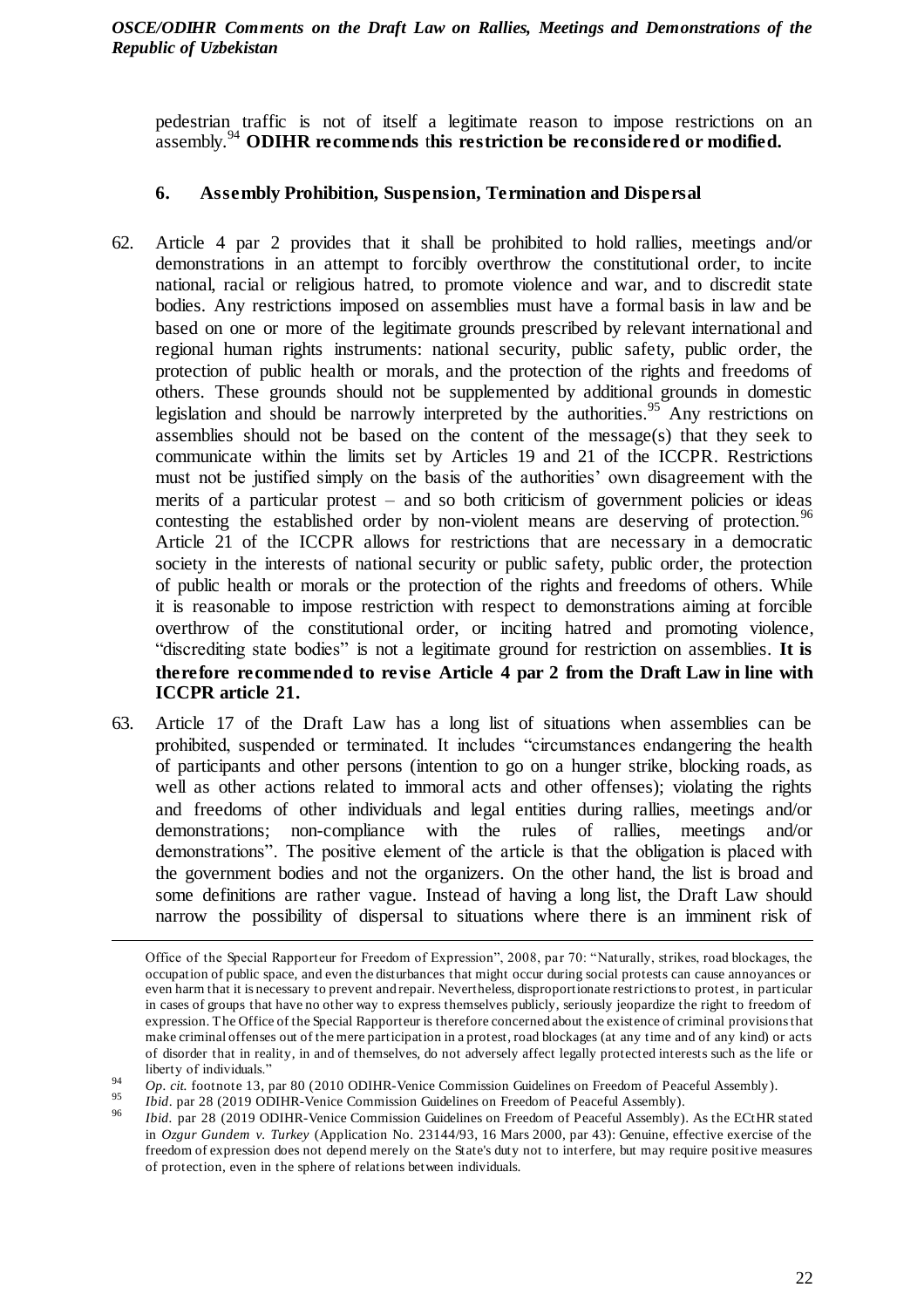pedestrian traffic is not of itself a legitimate reason to impose restrictions on an assembly.[94] **ODIHR recommends this restriction be reconsidered or modified.**

### 6. Assembly Prohibition, Suspension, Termination and Dispersal

62. Article 4 par 2 provides that it shall be prohibited to hold rallies, meetings and/or demonstrations in an attempt to forcibly overthrow the constitutional order, to incite national, racial or religious hatred, to promote violence and war, and to discredit state bodies. Any restrictions imposed on assemblies must have a formal basis in law and be based on one or more of the legitimate grounds prescribed by relevant international and regional human rights instruments: national security, public safety, public order, the protection of public health or morals, and the protection of the rights and freedoms of others. These grounds should not be supplemented by additional grounds in domestic legislation and should be narrowly interpreted by the authorities.[95] Any restrictions on assemblies should not be based on the content of the message(s) that they seek to communicate within the limits set by Articles 19 and 21 of the ICCPR. Restrictions must not be justified simply on the basis of the authorities' own disagreement with the merits of a particular protest – and so both criticism of government policies or ideas contesting the established order by non-violent means are deserving of protection.[96] Article 21 of the ICCPR allows for restrictions that are necessary in a democratic society in the interests of national security or public safety, public order, the protection of public health or morals or the protection of the rights and freedoms of others. While it is reasonable to impose restriction with respect to demonstrations aiming at forcible overthrow of the constitutional order, or inciting hatred and promoting violence, "discrediting state bodies" is not a legitimate ground for restriction on assemblies. **It is therefore recommended to revise Article 4 par 2 from the Draft Law in line with ICCPR article 21.**

63. Article 17 of the Draft Law has a long list of situations when assemblies can be prohibited, suspended or terminated. It includes "circumstances endangering the health of participants and other persons (intention to go on a hunger strike, blocking roads, as well as other actions related to immoral acts and other offenses); violating the rights and freedoms of other individuals and legal entities during rallies, meetings and/or demonstrations; non-compliance with the rules of rallies, meetings and/or demonstrations". The positive element of the article is that the obligation is placed with the government bodies and not the organizers. On the other hand, the list is broad and some definitions are rather vague. Instead of having a long list, the Draft Law should narrow the possibility of dispersal to situations where there is an imminent risk of

---

Office of the Special Rapporteur for Freedom of Expression", 2008, par 70: "Naturally, strikes, road blockages, the occupation of public space, and even the disturbances that might occur during social protests can cause annoyances or even harm that it is necessary to prevent and repair. Nevertheless, disproportionate restrictions to protest, in particular in cases of groups that have no other way to express themselves publicly, seriously jeopardize the right to freedom of expression. The Office of the Special Rapporteur is therefore concerned about the existence of criminal provisions that make criminal offenses out of the mere participation in a protest, road blockages (at any time and of any kind) or acts of disorder that in reality, in and of themselves, do not adversely affect legally protected interests such as the life or liberty of individuals."

[94] *Op. cit.* footnote 13, par 80 (2010 ODIHR-Venice Commission Guidelines on Freedom of Peaceful Assembly).

[95] *Ibid*. par 28 (2019 ODIHR-Venice Commission Guidelines on Freedom of Peaceful Assembly).

[96] *Ibid.* par 28 (2019 ODIHR-Venice Commission Guidelines on Freedom of Peaceful Assembly). As the ECtHR stated in *Ozgur Gundem v. Turkey* (Application No. 23144/93, 16 Mars 2000, par 43): Genuine, effective exercise of the freedom of expression does not depend merely on the State's duty not to interfere, but may require positive measures of protection, even in the sphere of relations between individuals.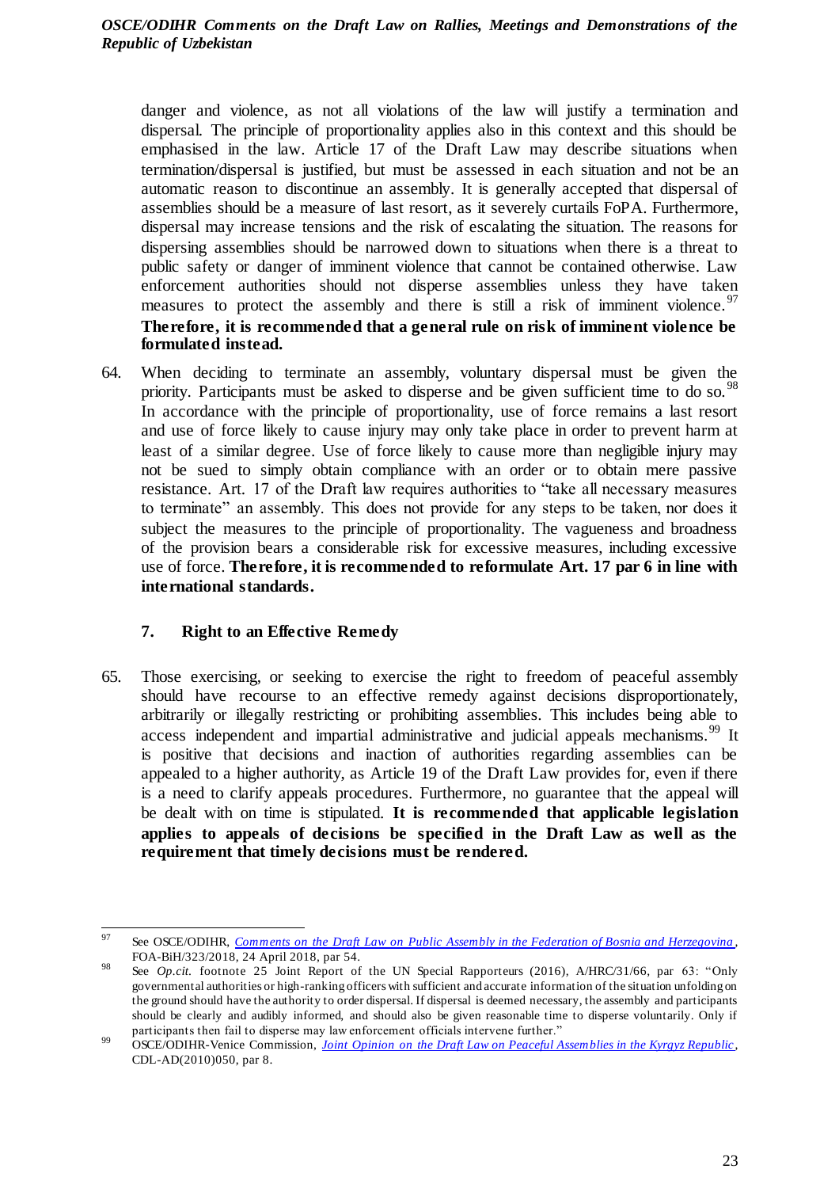danger and violence, as not all violations of the law will justify a termination and dispersal. The principle of proportionality applies also in this context and this should be emphasised in the law. Article 17 of the Draft Law may describe situations when termination/dispersal is justified, but must be assessed in each situation and not be an automatic reason to discontinue an assembly. It is generally accepted that dispersal of assemblies should be a measure of last resort, as it severely curtails FoPA. Furthermore, dispersal may increase tensions and the risk of escalating the situation. The reasons for dispersing assemblies should be narrowed down to situations when there is a threat to public safety or danger of imminent violence that cannot be contained otherwise. Law enforcement authorities should not disperse assemblies unless they have taken measures to protect the assembly and there is still a risk of imminent violence.[97] **Therefore, it is recommended that a general rule on risk of imminent violence be formulated instead.**

64. When deciding to terminate an assembly, voluntary dispersal must be given the priority. Participants must be asked to disperse and be given sufficient time to do so.[98] In accordance with the principle of proportionality, use of force remains a last resort and use of force likely to cause injury may only take place in order to prevent harm at least of a similar degree. Use of force likely to cause more than negligible injury may not be sued to simply obtain compliance with an order or to obtain mere passive resistance. Art. 17 of the Draft law requires authorities to "take all necessary measures to terminate" an assembly. This does not provide for any steps to be taken, nor does it subject the measures to the principle of proportionality. The vagueness and broadness of the provision bears a considerable risk for excessive measures, including excessive use of force. **Therefore, it is recommended to reformulate Art. 17 par 6 in line with international standards.**

### 7. Right to an Effective Remedy

65. Those exercising, or seeking to exercise the right to freedom of peaceful assembly should have recourse to an effective remedy against decisions disproportionately, arbitrarily or illegally restricting or prohibiting assemblies. This includes being able to access independent and impartial administrative and judicial appeals mechanisms.[99] It is positive that decisions and inaction of authorities regarding assemblies can be appealed to a higher authority, as Article 19 of the Draft Law provides for, even if there is a need to clarify appeals procedures. Furthermore, no guarantee that the appeal will be dealt with on time is stipulated. **It is recommended that applicable legislation applies to appeals of decisions be specified in the Draft Law as well as the requirement that timely decisions must be rendered.**

---

[97] See OSCE/ODIHR, *Comments on the Draft Law on Public Assembly in the Federation of Bosnia and Herzegovina*, FOA-BiH/323/2018, 24 April 2018, par 54.

[98] See *Op.cit.* footnote 25 Joint Report of the UN Special Rapporteurs (2016), A/HRC/31/66, par 63: "Only governmental authorities or high-ranking officers with sufficient and accurate information of the situation unfolding on the ground should have the authority to order dispersal. If dispersal is deemed necessary, the assembly and participants should be clearly and audibly informed, and should also be given reasonable time to disperse voluntarily. Only if participants then fail to disperse may law enforcement officials intervene further."

[99] OSCE/ODIHR-Venice Commission, *Joint Opinion on the Draft Law on Peaceful Assemblies in the Kyrgyz Republic*, CDL-AD(2010)050, par 8.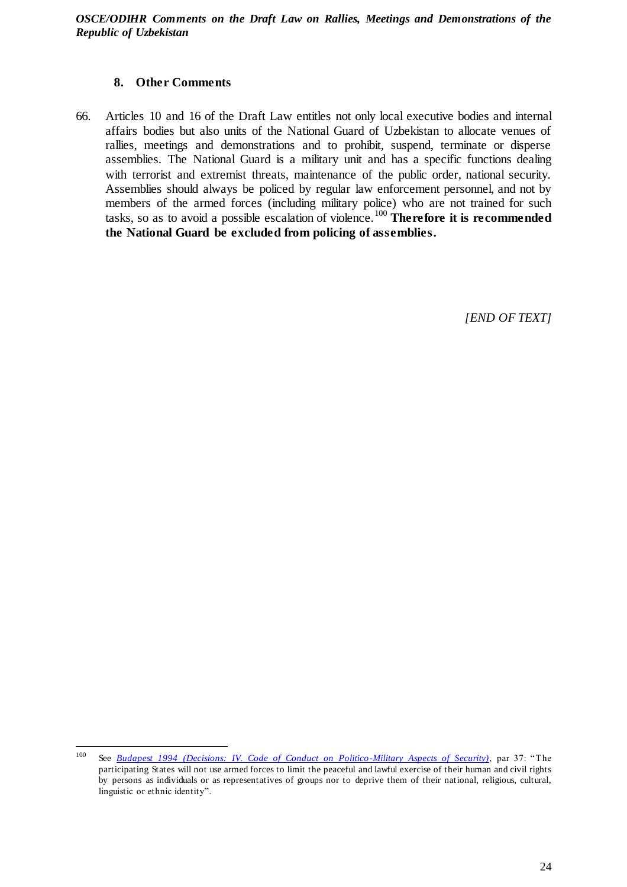## 8. Other Comments

66. Articles 10 and 16 of the Draft Law entitles not only local executive bodies and internal affairs bodies but also units of the National Guard of Uzbekistan to allocate venues of rallies, meetings and demonstrations and to prohibit, suspend, terminate or disperse assemblies. The National Guard is a military unit and has a specific functions dealing with terrorist and extremist threats, maintenance of the public order, national security. Assemblies should always be policed by regular law enforcement personnel, and not by members of the armed forces (including military police) who are not trained for such tasks, so as to avoid a possible escalation of violence.[100] **Therefore it is recommended the National Guard be excluded from policing of assemblies.**

*[END OF TEXT]*

---

[100] See *Budapest 1994 (Decisions: IV. Code of Conduct on Politico-Military Aspects of Security)*, par 37: "The participating States will not use armed forces to limit the peaceful and lawful exercise of their human and civil rights by persons as individuals or as representatives of groups nor to deprive them of their national, religious, cultural, linguistic or ethnic identity".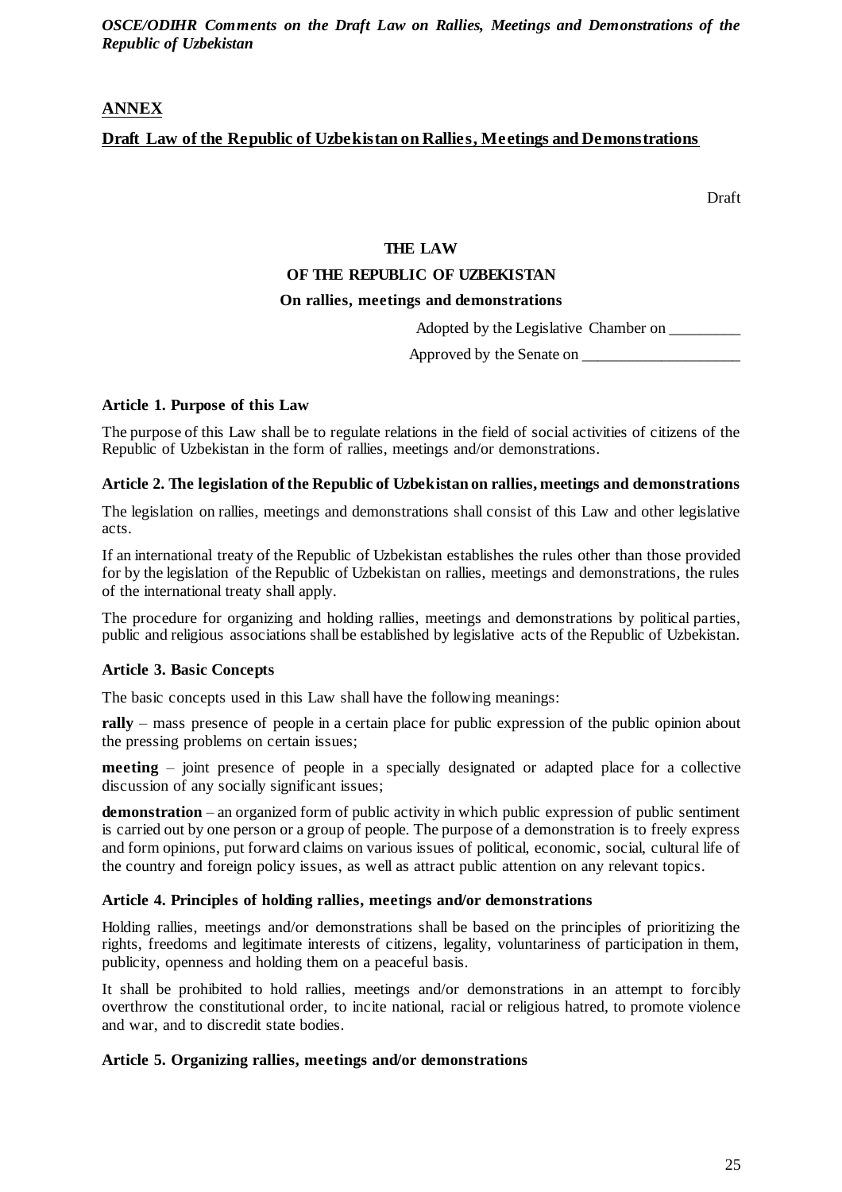## ANNEX

## Draft Law of the Republic of Uzbekistan on Rallies, Meetings and Demonstrations

Draft

**THE LAW**

**OF THE REPUBLIC OF UZBEKISTAN**

**On rallies, meetings and demonstrations**

Adopted by the Legislative Chamber on _________

Approved by the Senate on ____________________

### Article 1. Purpose of this Law

The purpose of this Law shall be to regulate relations in the field of social activities of citizens of the Republic of Uzbekistan in the form of rallies, meetings and/or demonstrations.

### Article 2. The legislation of the Republic of Uzbekistan on rallies, meetings and demonstrations

The legislation on rallies, meetings and demonstrations shall consist of this Law and other legislative acts.

If an international treaty of the Republic of Uzbekistan establishes the rules other than those provided for by the legislation of the Republic of Uzbekistan on rallies, meetings and demonstrations, the rules of the international treaty shall apply.

The procedure for organizing and holding rallies, meetings and demonstrations by political parties, public and religious associations shall be established by legislative acts of the Republic of Uzbekistan.

### Article 3. Basic Concepts

The basic concepts used in this Law shall have the following meanings:

**rally** – mass presence of people in a certain place for public expression of the public opinion about the pressing problems on certain issues;

**meeting** – joint presence of people in a specially designated or adapted place for a collective discussion of any socially significant issues;

**demonstration** – an organized form of public activity in which public expression of public sentiment is carried out by one person or a group of people. The purpose of a demonstration is to freely express and form opinions, put forward claims on various issues of political, economic, social, cultural life of the country and foreign policy issues, as well as attract public attention on any relevant topics.

### Article 4. Principles of holding rallies, meetings and/or demonstrations

Holding rallies, meetings and/or demonstrations shall be based on the principles of prioritizing the rights, freedoms and legitimate interests of citizens, legality, voluntariness of participation in them, publicity, openness and holding them on a peaceful basis.

It shall be prohibited to hold rallies, meetings and/or demonstrations in an attempt to forcibly overthrow the constitutional order, to incite national, racial or religious hatred, to promote violence and war, and to discredit state bodies.

### Article 5. Organizing rallies, meetings and/or demonstrations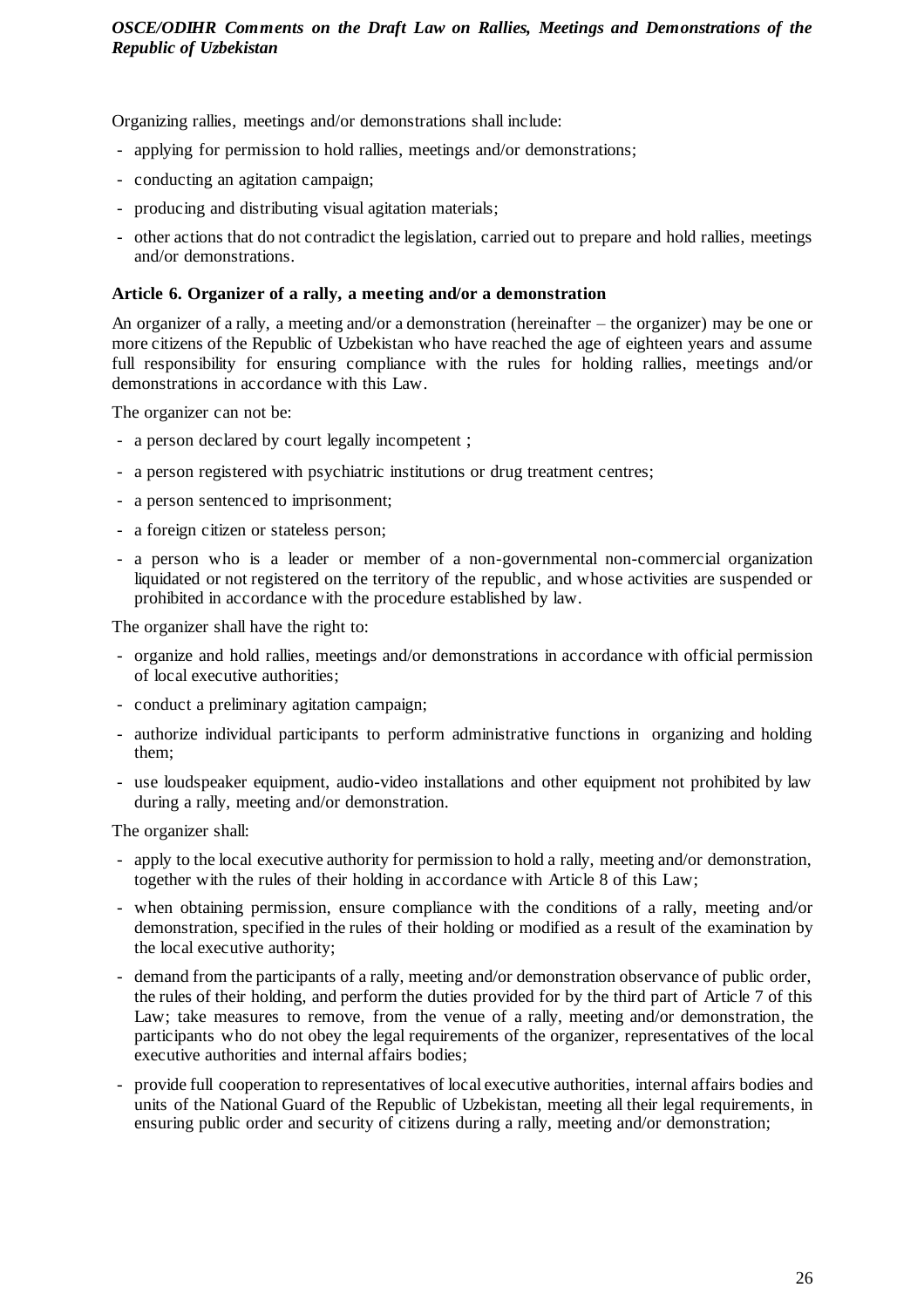Organizing rallies, meetings and/or demonstrations shall include:

- applying for permission to hold rallies, meetings and/or demonstrations;
- conducting an agitation campaign;
- producing and distributing visual agitation materials;
- other actions that do not contradict the legislation, carried out to prepare and hold rallies, meetings and/or demonstrations.

**Article 6. Organizer of a rally, a meeting and/or a demonstration**

An organizer of a rally, a meeting and/or a demonstration (hereinafter – the organizer) may be one or more citizens of the Republic of Uzbekistan who have reached the age of eighteen years and assume full responsibility for ensuring compliance with the rules for holding rallies, meetings and/or demonstrations in accordance with this Law.

The organizer can not be:

- a person declared by court legally incompetent ;
- a person registered with psychiatric institutions or drug treatment centres;
- a person sentenced to imprisonment;
- a foreign citizen or stateless person;
- a person who is a leader or member of a non-governmental non-commercial organization liquidated or not registered on the territory of the republic, and whose activities are suspended or prohibited in accordance with the procedure established by law.

The organizer shall have the right to:

- organize and hold rallies, meetings and/or demonstrations in accordance with official permission of local executive authorities;
- conduct a preliminary agitation campaign;
- authorize individual participants to perform administrative functions in organizing and holding them;
- use loudspeaker equipment, audio-video installations and other equipment not prohibited by law during a rally, meeting and/or demonstration.

The organizer shall:

- apply to the local executive authority for permission to hold a rally, meeting and/or demonstration, together with the rules of their holding in accordance with Article 8 of this Law;
- when obtaining permission, ensure compliance with the conditions of a rally, meeting and/or demonstration, specified in the rules of their holding or modified as a result of the examination by the local executive authority;
- demand from the participants of a rally, meeting and/or demonstration observance of public order, the rules of their holding, and perform the duties provided for by the third part of Article 7 of this Law; take measures to remove, from the venue of a rally, meeting and/or demonstration, the participants who do not obey the legal requirements of the organizer, representatives of the local executive authorities and internal affairs bodies;
- provide full cooperation to representatives of local executive authorities, internal affairs bodies and units of the National Guard of the Republic of Uzbekistan, meeting all their legal requirements, in ensuring public order and security of citizens during a rally, meeting and/or demonstration;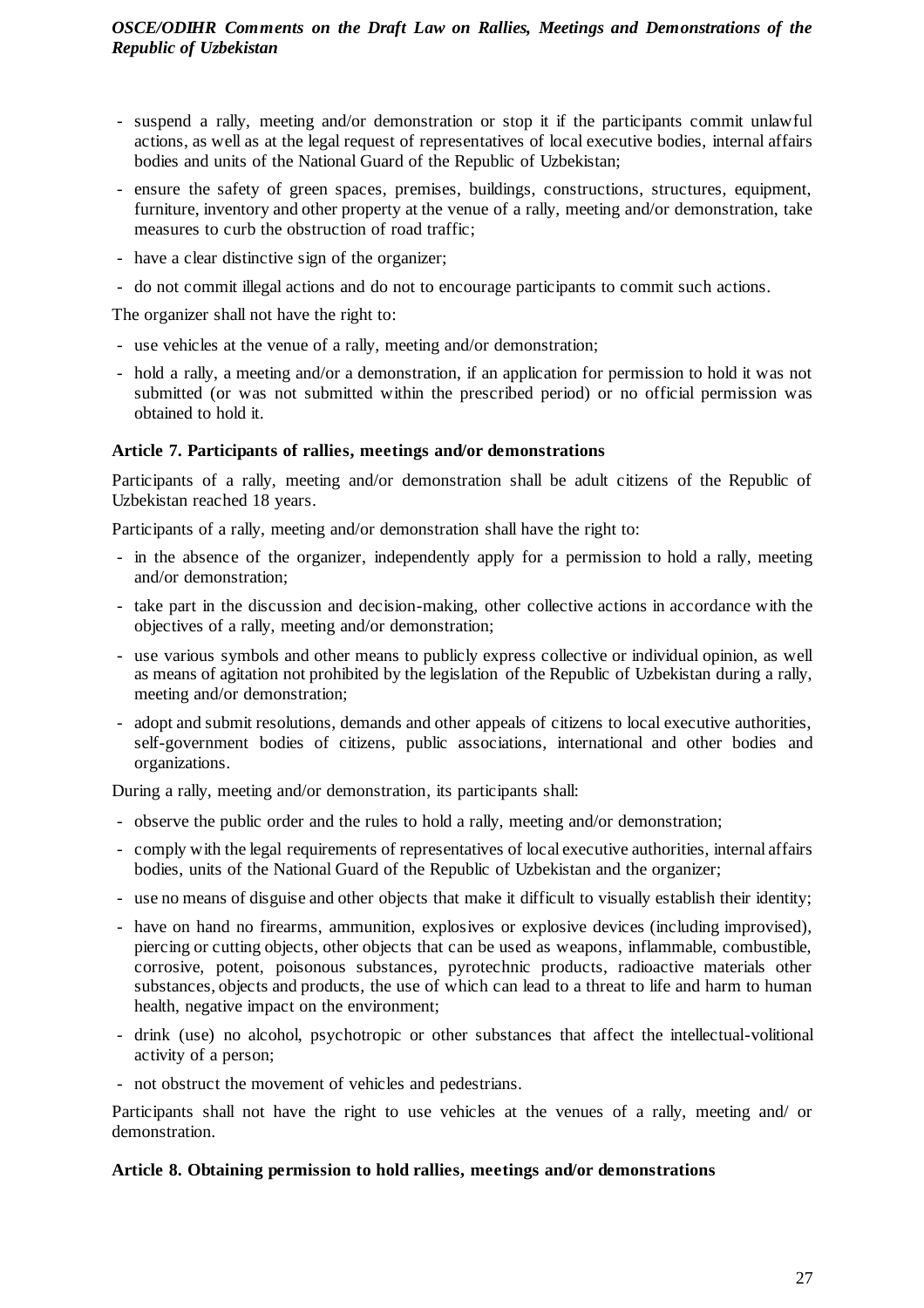- suspend a rally, meeting and/or demonstration or stop it if the participants commit unlawful actions, as well as at the legal request of representatives of local executive bodies, internal affairs bodies and units of the National Guard of the Republic of Uzbekistan;
- ensure the safety of green spaces, premises, buildings, constructions, structures, equipment, furniture, inventory and other property at the venue of a rally, meeting and/or demonstration, take measures to curb the obstruction of road traffic;
- have a clear distinctive sign of the organizer;
- do not commit illegal actions and do not to encourage participants to commit such actions.

The organizer shall not have the right to:

- use vehicles at the venue of a rally, meeting and/or demonstration;
- hold a rally, a meeting and/or a demonstration, if an application for permission to hold it was not submitted (or was not submitted within the prescribed period) or no official permission was obtained to hold it.

**Article 7. Participants of rallies, meetings and/or demonstrations**

Participants of a rally, meeting and/or demonstration shall be adult citizens of the Republic of Uzbekistan reached 18 years.

Participants of a rally, meeting and/or demonstration shall have the right to:

- in the absence of the organizer, independently apply for a permission to hold a rally, meeting and/or demonstration;
- take part in the discussion and decision-making, other collective actions in accordance with the objectives of a rally, meeting and/or demonstration;
- use various symbols and other means to publicly express collective or individual opinion, as well as means of agitation not prohibited by the legislation of the Republic of Uzbekistan during a rally, meeting and/or demonstration;
- adopt and submit resolutions, demands and other appeals of citizens to local executive authorities, self-government bodies of citizens, public associations, international and other bodies and organizations.

During a rally, meeting and/or demonstration, its participants shall:

- observe the public order and the rules to hold a rally, meeting and/or demonstration;
- comply with the legal requirements of representatives of local executive authorities, internal affairs bodies, units of the National Guard of the Republic of Uzbekistan and the organizer;
- use no means of disguise and other objects that make it difficult to visually establish their identity;
- have on hand no firearms, ammunition, explosives or explosive devices (including improvised), piercing or cutting objects, other objects that can be used as weapons, inflammable, combustible, corrosive, potent, poisonous substances, pyrotechnic products, radioactive materials other substances, objects and products, the use of which can lead to a threat to life and harm to human health, negative impact on the environment;
- drink (use) no alcohol, psychotropic or other substances that affect the intellectual-volitional activity of a person;
- not obstruct the movement of vehicles and pedestrians.

Participants shall not have the right to use vehicles at the venues of a rally, meeting and/ or demonstration.

**Article 8. Obtaining permission to hold rallies, meetings and/or demonstrations**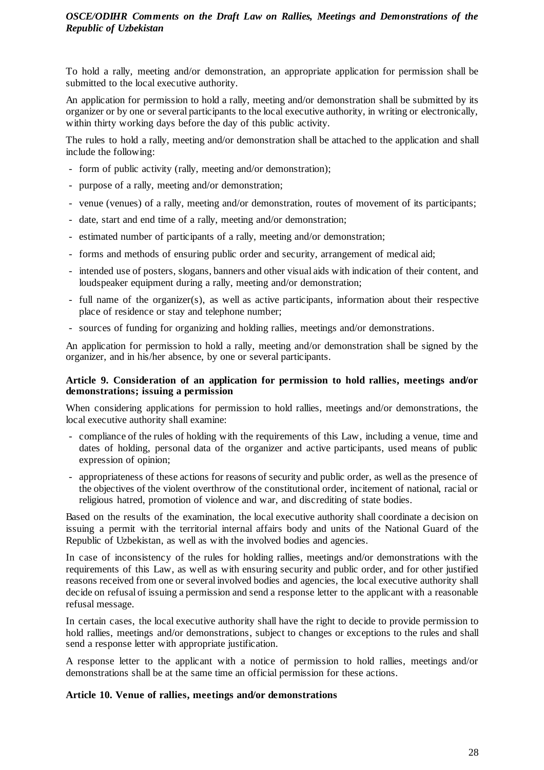To hold a rally, meeting and/or demonstration, an appropriate application for permission shall be submitted to the local executive authority.

An application for permission to hold a rally, meeting and/or demonstration shall be submitted by its organizer or by one or several participants to the local executive authority, in writing or electronically, within thirty working days before the day of this public activity.

The rules to hold a rally, meeting and/or demonstration shall be attached to the application and shall include the following:

- form of public activity (rally, meeting and/or demonstration);
- purpose of a rally, meeting and/or demonstration;
- venue (venues) of a rally, meeting and/or demonstration, routes of movement of its participants;
- date, start and end time of a rally, meeting and/or demonstration;
- estimated number of participants of a rally, meeting and/or demonstration;
- forms and methods of ensuring public order and security, arrangement of medical aid;
- intended use of posters, slogans, banners and other visual aids with indication of their content, and loudspeaker equipment during a rally, meeting and/or demonstration;
- full name of the organizer(s), as well as active participants, information about their respective place of residence or stay and telephone number;
- sources of funding for organizing and holding rallies, meetings and/or demonstrations.

An application for permission to hold a rally, meeting and/or demonstration shall be signed by the organizer, and in his/her absence, by one or several participants.

**Article 9. Consideration of an application for permission to hold rallies, meetings and/or demonstrations; issuing a permission**

When considering applications for permission to hold rallies, meetings and/or demonstrations, the local executive authority shall examine:

- compliance of the rules of holding with the requirements of this Law, including a venue, time and dates of holding, personal data of the organizer and active participants, used means of public expression of opinion;
- appropriateness of these actions for reasons of security and public order, as well as the presence of the objectives of the violent overthrow of the constitutional order, incitement of national, racial or religious hatred, promotion of violence and war, and discrediting of state bodies.

Based on the results of the examination, the local executive authority shall coordinate a decision on issuing a permit with the territorial internal affairs body and units of the National Guard of the Republic of Uzbekistan, as well as with the involved bodies and agencies.

In case of inconsistency of the rules for holding rallies, meetings and/or demonstrations with the requirements of this Law, as well as with ensuring security and public order, and for other justified reasons received from one or several involved bodies and agencies, the local executive authority shall decide on refusal of issuing a permission and send a response letter to the applicant with a reasonable refusal message.

In certain cases, the local executive authority shall have the right to decide to provide permission to hold rallies, meetings and/or demonstrations, subject to changes or exceptions to the rules and shall send a response letter with appropriate justification.

A response letter to the applicant with a notice of permission to hold rallies, meetings and/or demonstrations shall be at the same time an official permission for these actions.

**Article 10. Venue of rallies, meetings and/or demonstrations**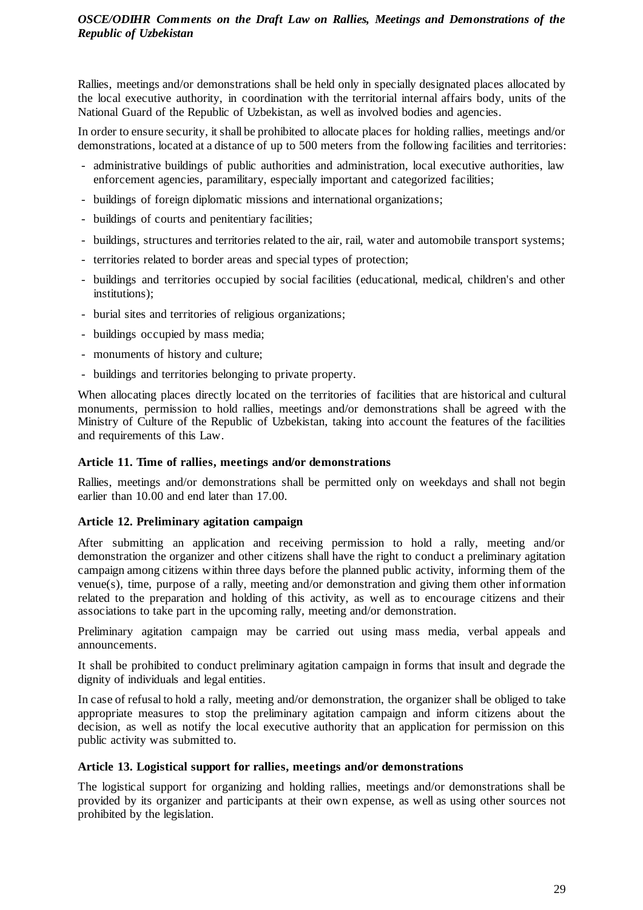Rallies, meetings and/or demonstrations shall be held only in specially designated places allocated by the local executive authority, in coordination with the territorial internal affairs body, units of the National Guard of the Republic of Uzbekistan, as well as involved bodies and agencies.

In order to ensure security, it shall be prohibited to allocate places for holding rallies, meetings and/or demonstrations, located at a distance of up to 500 meters from the following facilities and territories:

- administrative buildings of public authorities and administration, local executive authorities, law enforcement agencies, paramilitary, especially important and categorized facilities;
- buildings of foreign diplomatic missions and international organizations;
- buildings of courts and penitentiary facilities;
- buildings, structures and territories related to the air, rail, water and automobile transport systems;
- territories related to border areas and special types of protection;
- buildings and territories occupied by social facilities (educational, medical, children's and other institutions);
- burial sites and territories of religious organizations;
- buildings occupied by mass media;
- monuments of history and culture;
- buildings and territories belonging to private property.

When allocating places directly located on the territories of facilities that are historical and cultural monuments, permission to hold rallies, meetings and/or demonstrations shall be agreed with the Ministry of Culture of the Republic of Uzbekistan, taking into account the features of the facilities and requirements of this Law.

**Article 11. Time of rallies, meetings and/or demonstrations**

Rallies, meetings and/or demonstrations shall be permitted only on weekdays and shall not begin earlier than 10.00 and end later than 17.00.

**Article 12. Preliminary agitation campaign**

After submitting an application and receiving permission to hold a rally, meeting and/or demonstration the organizer and other citizens shall have the right to conduct a preliminary agitation campaign among citizens within three days before the planned public activity, informing them of the venue(s), time, purpose of a rally, meeting and/or demonstration and giving them other information related to the preparation and holding of this activity, as well as to encourage citizens and their associations to take part in the upcoming rally, meeting and/or demonstration.

Preliminary agitation campaign may be carried out using mass media, verbal appeals and announcements.

It shall be prohibited to conduct preliminary agitation campaign in forms that insult and degrade the dignity of individuals and legal entities.

In case of refusal to hold a rally, meeting and/or demonstration, the organizer shall be obliged to take appropriate measures to stop the preliminary agitation campaign and inform citizens about the decision, as well as notify the local executive authority that an application for permission on this public activity was submitted to.

**Article 13. Logistical support for rallies, meetings and/or demonstrations**

The logistical support for organizing and holding rallies, meetings and/or demonstrations shall be provided by its organizer and participants at their own expense, as well as using other sources not prohibited by the legislation.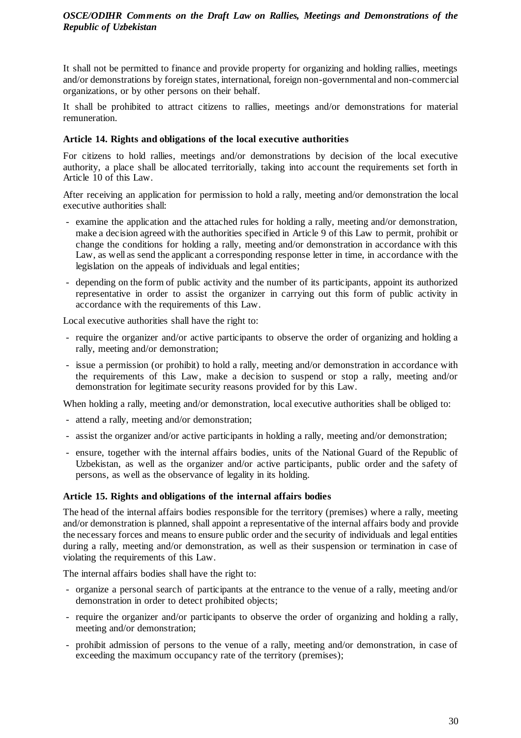It shall not be permitted to finance and provide property for organizing and holding rallies, meetings and/or demonstrations by foreign states, international, foreign non-governmental and non-commercial organizations, or by other persons on their behalf.

It shall be prohibited to attract citizens to rallies, meetings and/or demonstrations for material remuneration.

**Article 14. Rights and obligations of the local executive authorities**

For citizens to hold rallies, meetings and/or demonstrations by decision of the local executive authority, a place shall be allocated territorially, taking into account the requirements set forth in Article 10 of this Law.

After receiving an application for permission to hold a rally, meeting and/or demonstration the local executive authorities shall:

- examine the application and the attached rules for holding a rally, meeting and/or demonstration, make a decision agreed with the authorities specified in Article 9 of this Law to permit, prohibit or change the conditions for holding a rally, meeting and/or demonstration in accordance with this Law, as well as send the applicant a corresponding response letter in time, in accordance with the legislation on the appeals of individuals and legal entities;
- depending on the form of public activity and the number of its participants, appoint its authorized representative in order to assist the organizer in carrying out this form of public activity in accordance with the requirements of this Law.

Local executive authorities shall have the right to:

- require the organizer and/or active participants to observe the order of organizing and holding a rally, meeting and/or demonstration;
- issue a permission (or prohibit) to hold a rally, meeting and/or demonstration in accordance with the requirements of this Law, make a decision to suspend or stop a rally, meeting and/or demonstration for legitimate security reasons provided for by this Law.

When holding a rally, meeting and/or demonstration, local executive authorities shall be obliged to:

- attend a rally, meeting and/or demonstration;
- assist the organizer and/or active participants in holding a rally, meeting and/or demonstration;
- ensure, together with the internal affairs bodies, units of the National Guard of the Republic of Uzbekistan, as well as the organizer and/or active participants, public order and the safety of persons, as well as the observance of legality in its holding.

**Article 15. Rights and obligations of the internal affairs bodies**

The head of the internal affairs bodies responsible for the territory (premises) where a rally, meeting and/or demonstration is planned, shall appoint a representative of the internal affairs body and provide the necessary forces and means to ensure public order and the security of individuals and legal entities during a rally, meeting and/or demonstration, as well as their suspension or termination in case of violating the requirements of this Law.

The internal affairs bodies shall have the right to:

- organize a personal search of participants at the entrance to the venue of a rally, meeting and/or demonstration in order to detect prohibited objects;
- require the organizer and/or participants to observe the order of organizing and holding a rally, meeting and/or demonstration;
- prohibit admission of persons to the venue of a rally, meeting and/or demonstration, in case of exceeding the maximum occupancy rate of the territory (premises);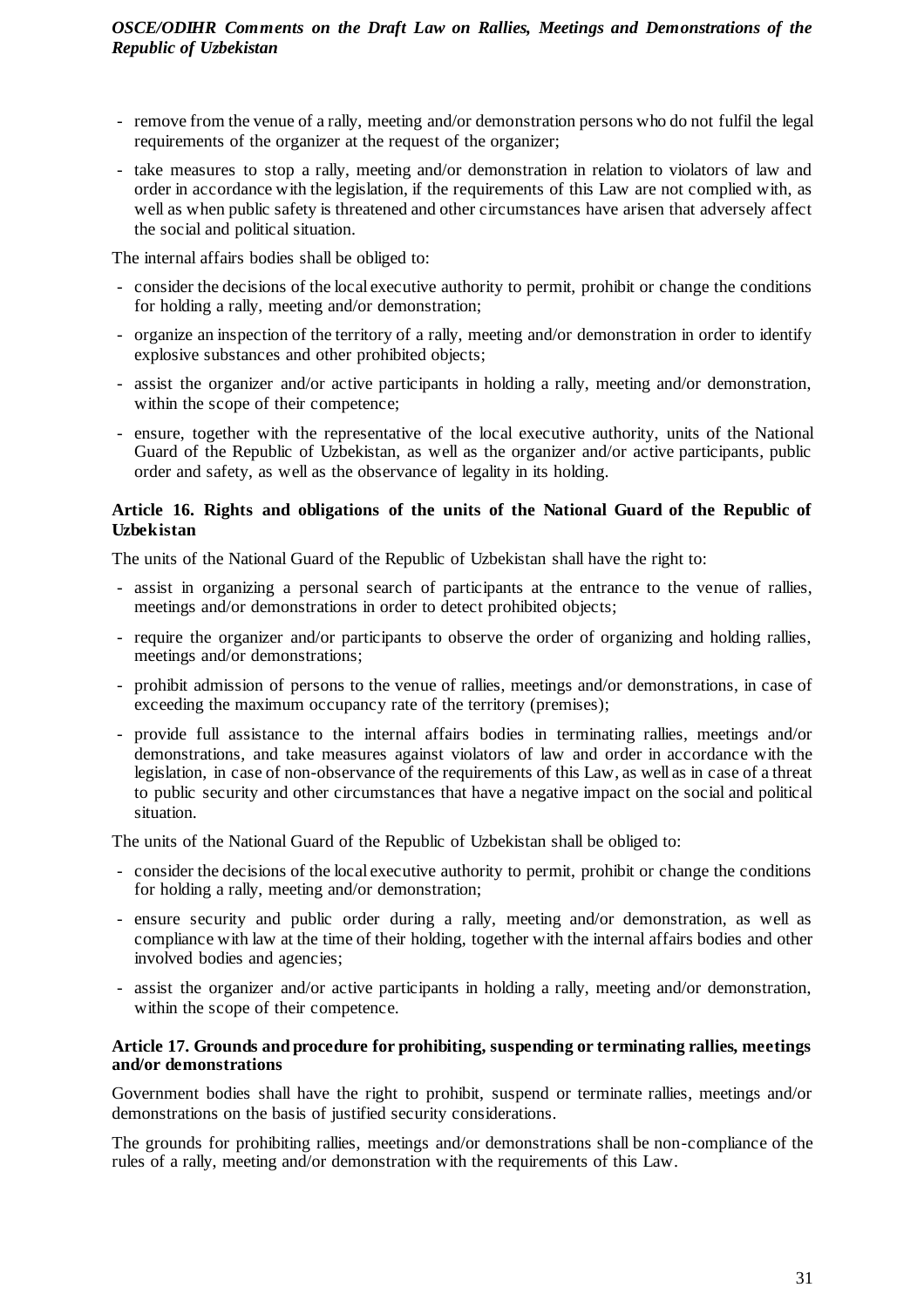- remove from the venue of a rally, meeting and/or demonstration persons who do not fulfil the legal requirements of the organizer at the request of the organizer;
- take measures to stop a rally, meeting and/or demonstration in relation to violators of law and order in accordance with the legislation, if the requirements of this Law are not complied with, as well as when public safety is threatened and other circumstances have arisen that adversely affect the social and political situation.

The internal affairs bodies shall be obliged to:

- consider the decisions of the local executive authority to permit, prohibit or change the conditions for holding a rally, meeting and/or demonstration;
- organize an inspection of the territory of a rally, meeting and/or demonstration in order to identify explosive substances and other prohibited objects;
- assist the organizer and/or active participants in holding a rally, meeting and/or demonstration, within the scope of their competence;
- ensure, together with the representative of the local executive authority, units of the National Guard of the Republic of Uzbekistan, as well as the organizer and/or active participants, public order and safety, as well as the observance of legality in its holding.

**Article 16. Rights and obligations of the units of the National Guard of the Republic of Uzbekistan**

The units of the National Guard of the Republic of Uzbekistan shall have the right to:

- assist in organizing a personal search of participants at the entrance to the venue of rallies, meetings and/or demonstrations in order to detect prohibited objects;
- require the organizer and/or participants to observe the order of organizing and holding rallies, meetings and/or demonstrations;
- prohibit admission of persons to the venue of rallies, meetings and/or demonstrations, in case of exceeding the maximum occupancy rate of the territory (premises);
- provide full assistance to the internal affairs bodies in terminating rallies, meetings and/or demonstrations, and take measures against violators of law and order in accordance with the legislation, in case of non-observance of the requirements of this Law, as well as in case of a threat to public security and other circumstances that have a negative impact on the social and political situation.

The units of the National Guard of the Republic of Uzbekistan shall be obliged to:

- consider the decisions of the local executive authority to permit, prohibit or change the conditions for holding a rally, meeting and/or demonstration;
- ensure security and public order during a rally, meeting and/or demonstration, as well as compliance with law at the time of their holding, together with the internal affairs bodies and other involved bodies and agencies;
- assist the organizer and/or active participants in holding a rally, meeting and/or demonstration, within the scope of their competence.

**Article 17. Grounds and procedure for prohibiting, suspending or terminating rallies, meetings and/or demonstrations**

Government bodies shall have the right to prohibit, suspend or terminate rallies, meetings and/or demonstrations on the basis of justified security considerations.

The grounds for prohibiting rallies, meetings and/or demonstrations shall be non-compliance of the rules of a rally, meeting and/or demonstration with the requirements of this Law.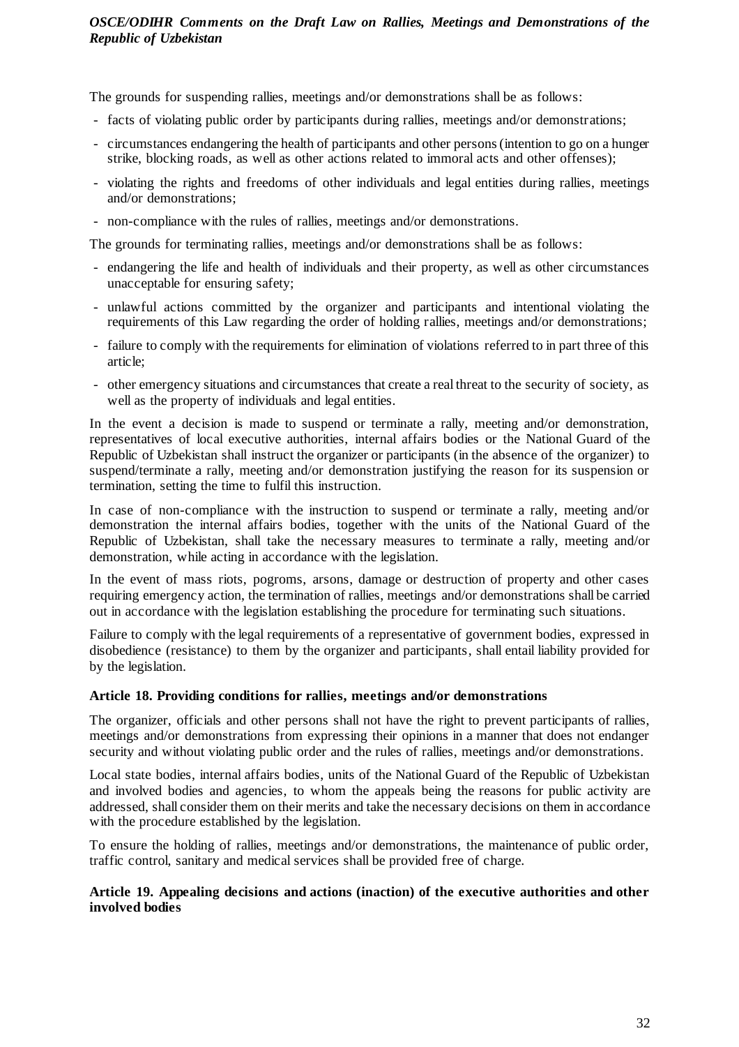The grounds for suspending rallies, meetings and/or demonstrations shall be as follows:

- facts of violating public order by participants during rallies, meetings and/or demonstrations;
- circumstances endangering the health of participants and other persons (intention to go on a hunger strike, blocking roads, as well as other actions related to immoral acts and other offenses);
- violating the rights and freedoms of other individuals and legal entities during rallies, meetings and/or demonstrations;
- non-compliance with the rules of rallies, meetings and/or demonstrations.

The grounds for terminating rallies, meetings and/or demonstrations shall be as follows:

- endangering the life and health of individuals and their property, as well as other circumstances unacceptable for ensuring safety;
- unlawful actions committed by the organizer and participants and intentional violating the requirements of this Law regarding the order of holding rallies, meetings and/or demonstrations;
- failure to comply with the requirements for elimination of violations referred to in part three of this article;
- other emergency situations and circumstances that create a real threat to the security of society, as well as the property of individuals and legal entities.

In the event a decision is made to suspend or terminate a rally, meeting and/or demonstration, representatives of local executive authorities, internal affairs bodies or the National Guard of the Republic of Uzbekistan shall instruct the organizer or participants (in the absence of the organizer) to suspend/terminate a rally, meeting and/or demonstration justifying the reason for its suspension or termination, setting the time to fulfil this instruction.

In case of non-compliance with the instruction to suspend or terminate a rally, meeting and/or demonstration the internal affairs bodies, together with the units of the National Guard of the Republic of Uzbekistan, shall take the necessary measures to terminate a rally, meeting and/or demonstration, while acting in accordance with the legislation.

In the event of mass riots, pogroms, arsons, damage or destruction of property and other cases requiring emergency action, the termination of rallies, meetings and/or demonstrations shall be carried out in accordance with the legislation establishing the procedure for terminating such situations.

Failure to comply with the legal requirements of a representative of government bodies, expressed in disobedience (resistance) to them by the organizer and participants, shall entail liability provided for by the legislation.

**Article 18. Providing conditions for rallies, meetings and/or demonstrations**

The organizer, officials and other persons shall not have the right to prevent participants of rallies, meetings and/or demonstrations from expressing their opinions in a manner that does not endanger security and without violating public order and the rules of rallies, meetings and/or demonstrations.

Local state bodies, internal affairs bodies, units of the National Guard of the Republic of Uzbekistan and involved bodies and agencies, to whom the appeals being the reasons for public activity are addressed, shall consider them on their merits and take the necessary decisions on them in accordance with the procedure established by the legislation.

To ensure the holding of rallies, meetings and/or demonstrations, the maintenance of public order, traffic control, sanitary and medical services shall be provided free of charge.

**Article 19. Appealing decisions and actions (inaction) of the executive authorities and other involved bodies**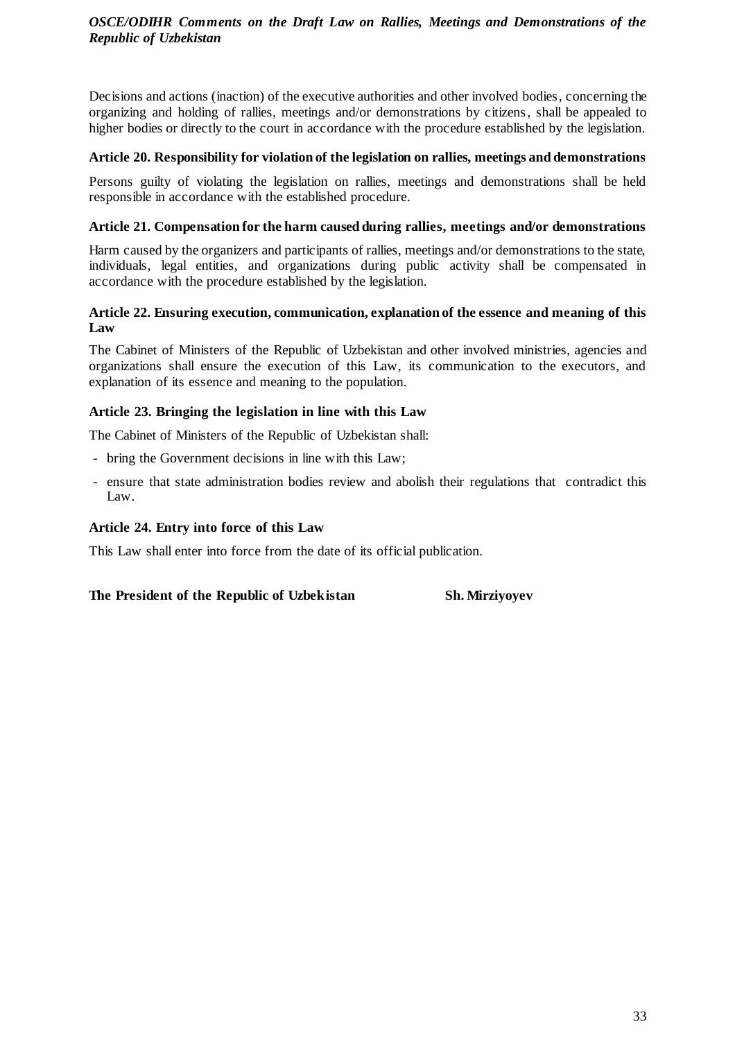Decisions and actions (inaction) of the executive authorities and other involved bodies, concerning the organizing and holding of rallies, meetings and/or demonstrations by citizens, shall be appealed to higher bodies or directly to the court in accordance with the procedure established by the legislation.

**Article 20. Responsibility for violation of the legislation on rallies, meetings and demonstrations**

Persons guilty of violating the legislation on rallies, meetings and demonstrations shall be held responsible in accordance with the established procedure.

**Article 21. Compensation for the harm caused during rallies, meetings and/or demonstrations**

Harm caused by the organizers and participants of rallies, meetings and/or demonstrations to the state, individuals, legal entities, and organizations during public activity shall be compensated in accordance with the procedure established by the legislation.

**Article 22. Ensuring execution, communication, explanation of the essence and meaning of this Law**

The Cabinet of Ministers of the Republic of Uzbekistan and other involved ministries, agencies and organizations shall ensure the execution of this Law, its communication to the executors, and explanation of its essence and meaning to the population.

**Article 23. Bringing the legislation in line with this Law**

The Cabinet of Ministers of the Republic of Uzbekistan shall:

- bring the Government decisions in line with this Law;
- ensure that state administration bodies review and abolish their regulations that contradict this Law.

**Article 24. Entry into force of this Law**

This Law shall enter into force from the date of its official publication.

**The President of the Republic of Uzbekistan Sh. Mirziyoyev**